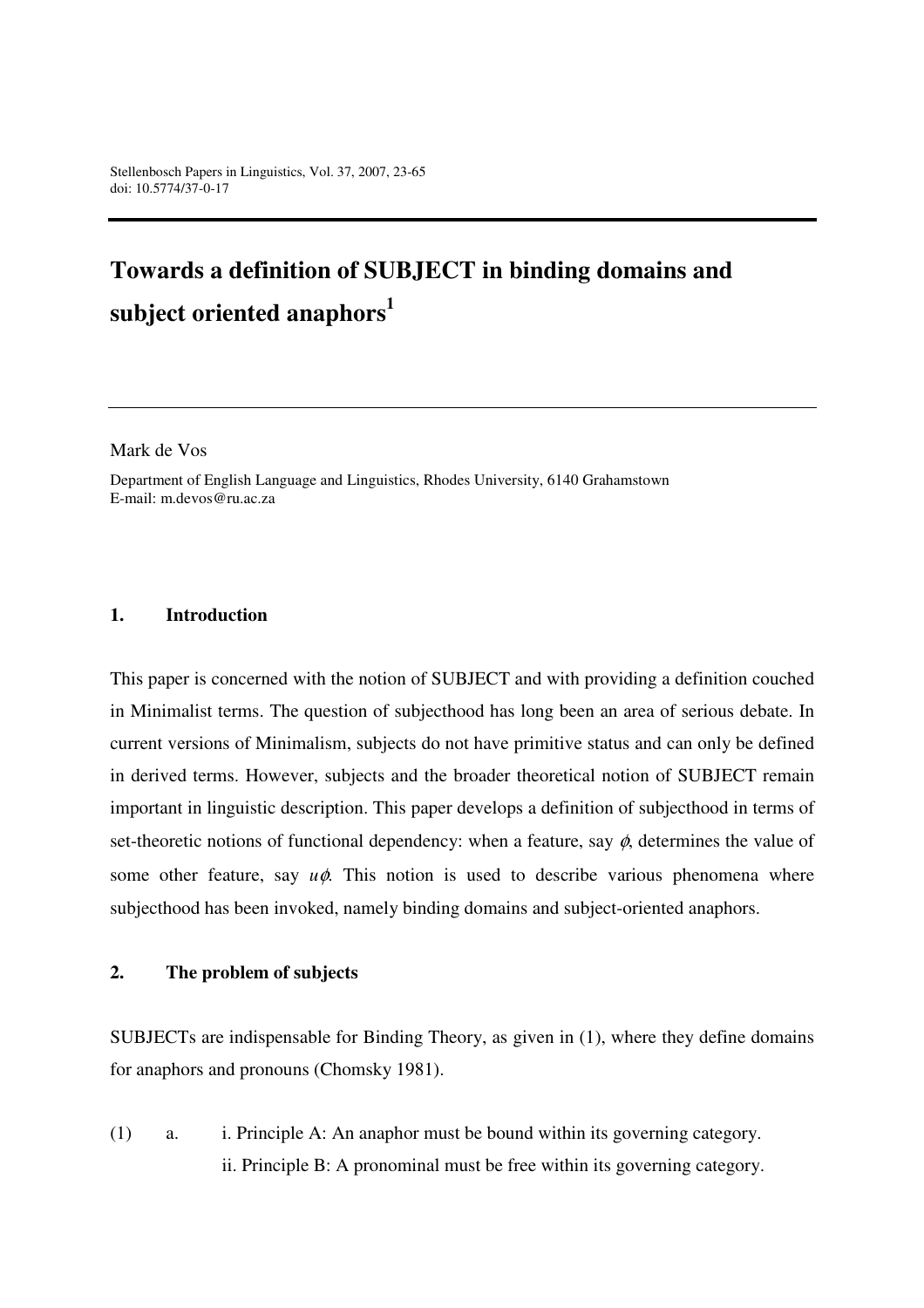Stellenbosch Papers in Linguistics, Vol. 37, 2007, 23-65
doi: 10.5774/37-0-17

# Towards a definition of SUBJECT in binding domains and subject oriented anaphors[1]

Mark de Vos

Department of English Language and Linguistics, Rhodes University, 6140 Grahamstown
E-mail: m.devos@ru.ac.za

## 1. Introduction

This paper is concerned with the notion of SUBJECT and with providing a definition couched in Minimalist terms. The question of subjecthood has long been an area of serious debate. In current versions of Minimalism, subjects do not have primitive status and can only be defined in derived terms. However, subjects and the broader theoretical notion of SUBJECT remain important in linguistic description. This paper develops a definition of subjecthood in terms of set-theoretic notions of functional dependency: when a feature, say $\phi$, determines the value of some other feature, say $u\phi$. This notion is used to describe various phenomena where subjecthood has been invoked, namely binding domains and subject-oriented anaphors.

## 2. The problem of subjects

SUBJECTs are indispensable for Binding Theory, as given in (1), where they define domains for anaphors and pronouns (Chomsky 1981).

(1) a. i. Principle A: An anaphor must be bound within its governing category.
ii. Principle B: A pronominal must be free within its governing category.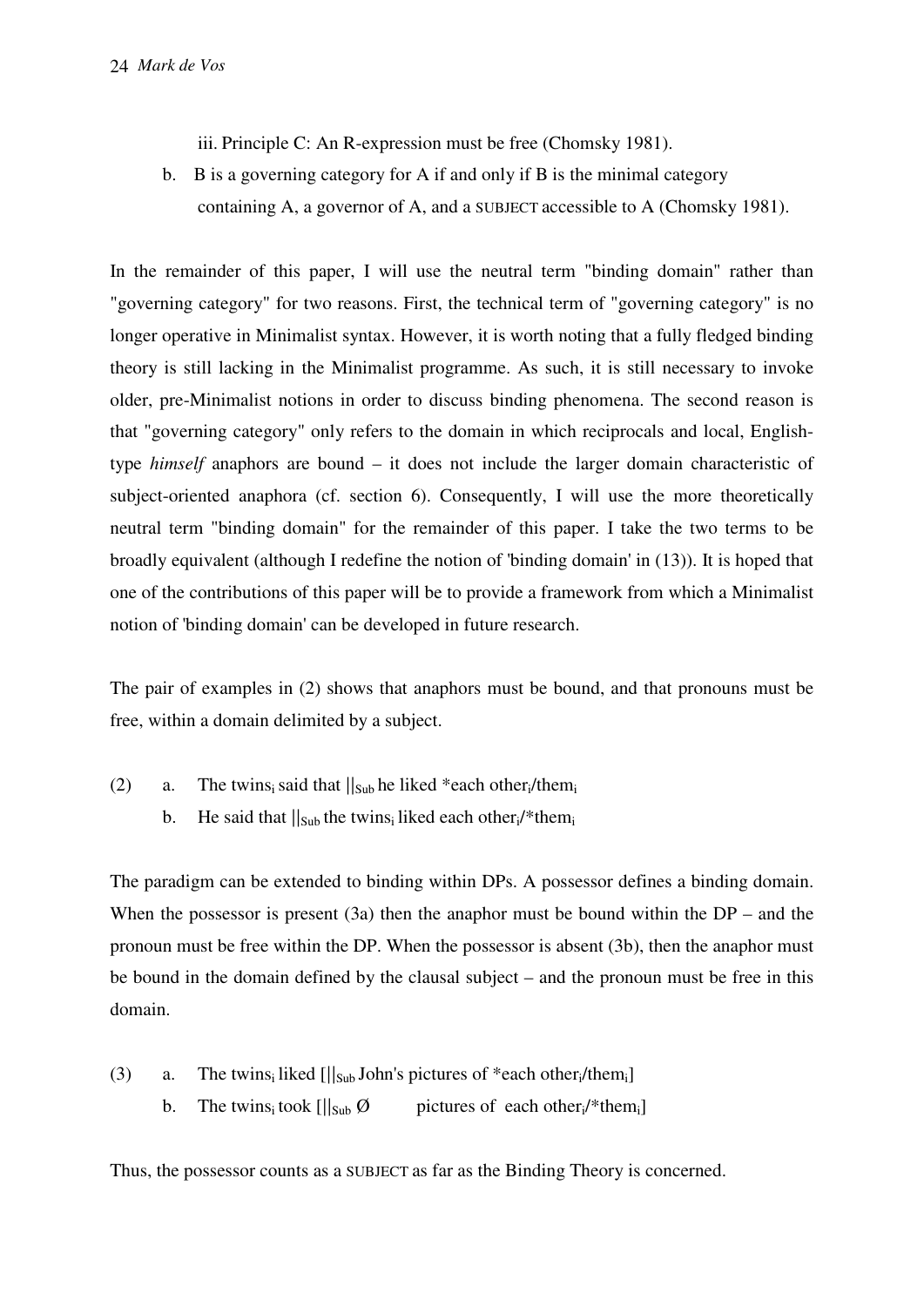iii. Principle C: An R-expression must be free (Chomsky 1981).

b. B is a governing category for A if and only if B is the minimal category containing A, a governor of A, and a SUBJECT accessible to A (Chomsky 1981).

In the remainder of this paper, I will use the neutral term "binding domain" rather than "governing category" for two reasons. First, the technical term of "governing category" is no longer operative in Minimalist syntax. However, it is worth noting that a fully fledged binding theory is still lacking in the Minimalist programme. As such, it is still necessary to invoke older, pre-Minimalist notions in order to discuss binding phenomena. The second reason is that "governing category" only refers to the domain in which reciprocals and local, English-type *himself* anaphors are bound – it does not include the larger domain characteristic of subject-oriented anaphora (cf. section 6). Consequently, I will use the more theoretically neutral term "binding domain" for the remainder of this paper. I take the two terms to be broadly equivalent (although I redefine the notion of 'binding domain' in (13)). It is hoped that one of the contributions of this paper will be to provide a framework from which a Minimalist notion of 'binding domain' can be developed in future research.

The pair of examples in (2) shows that anaphors must be bound, and that pronouns must be free, within a domain delimited by a subject.

(2) a. The twins$_i$ said that $||_{Sub}$ he liked *each other$_i$/them$_i$

b. He said that $||_{Sub}$ the twins$_i$ liked each other$_i$/*them$_i$

The paradigm can be extended to binding within DPs. A possessor defines a binding domain. When the possessor is present (3a) then the anaphor must be bound within the DP – and the pronoun must be free within the DP. When the possessor is absent (3b), then the anaphor must be bound in the domain defined by the clausal subject – and the pronoun must be free in this domain.

(3) a. The twins$_i$ liked [$||_{Sub}$ John's pictures of *each other$_i$/them$_i$]

b. The twins$_i$ took [$||_{Sub}$ Ø pictures of each other$_i$/*them$_i$]

Thus, the possessor counts as a SUBJECT as far as the Binding Theory is concerned.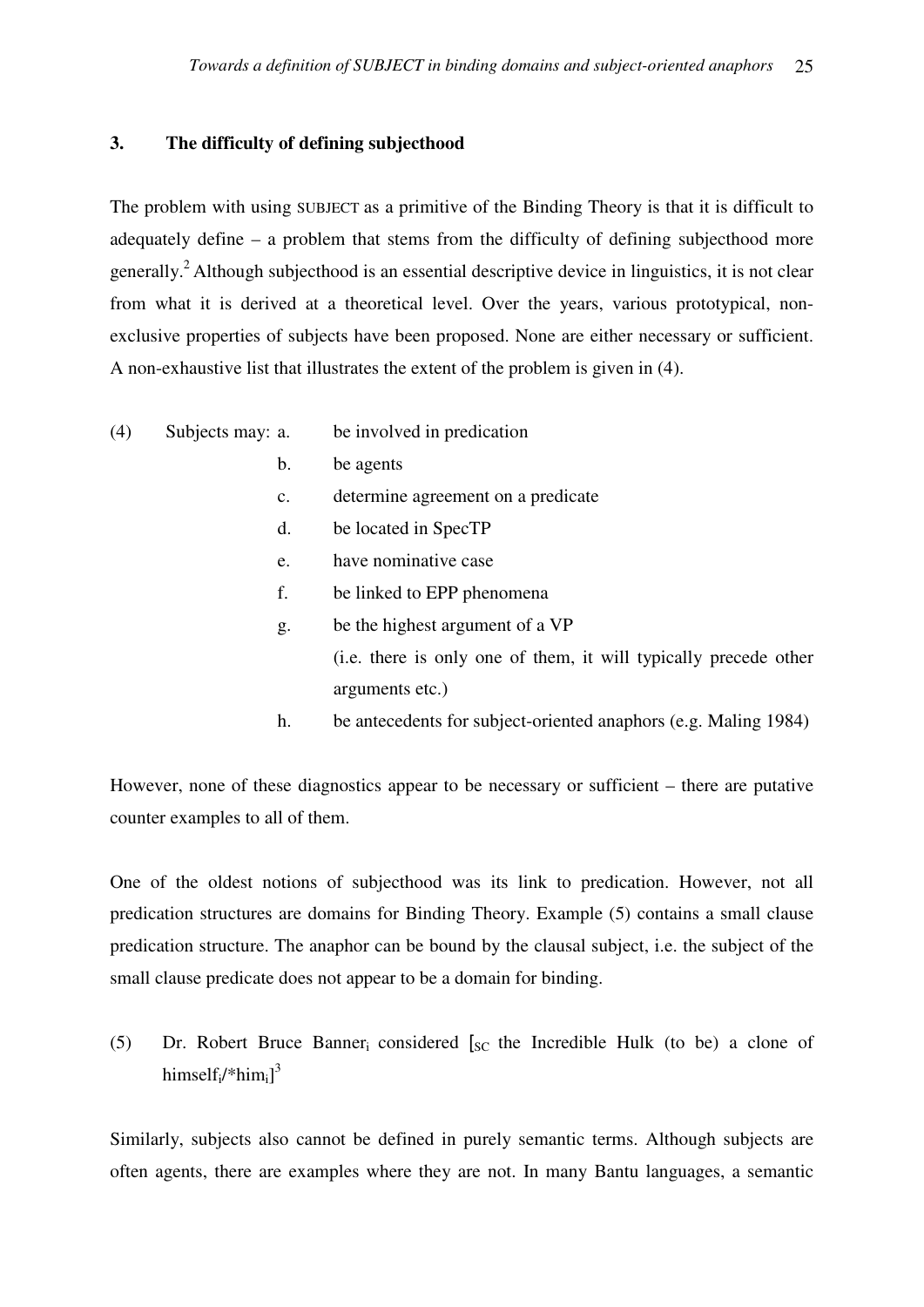### 3. The difficulty of defining subjecthood

The problem with using SUBJECT as a primitive of the Binding Theory is that it is difficult to adequately define – a problem that stems from the difficulty of defining subjecthood more generally.[2] Although subjecthood is an essential descriptive device in linguistics, it is not clear from what it is derived at a theoretical level. Over the years, various prototypical, non-exclusive properties of subjects have been proposed. None are either necessary or sufficient. A non-exhaustive list that illustrates the extent of the problem is given in (4).

(4) Subjects may:
- a. be involved in predication
- b. be agents
- c. determine agreement on a predicate
- d. be located in SpecTP
- e. have nominative case
- f. be linked to EPP phenomena
- g. be the highest argument of a VP (i.e. there is only one of them, it will typically precede other arguments etc.)
- h. be antecedents for subject-oriented anaphors (e.g. Maling 1984)

However, none of these diagnostics appear to be necessary or sufficient – there are putative counter examples to all of them.

One of the oldest notions of subjecthood was its link to predication. However, not all predication structures are domains for Binding Theory. Example (5) contains a small clause predication structure. The anaphor can be bound by the clausal subject, i.e. the subject of the small clause predicate does not appear to be a domain for binding.

(5) Dr. Robert Bruce Banner$_i$ considered [$_{SC}$ the Incredible Hulk (to be) a clone of himself$_i$/*him$_i$][3]

Similarly, subjects also cannot be defined in purely semantic terms. Although subjects are often agents, there are examples where they are not. In many Bantu languages, a semantic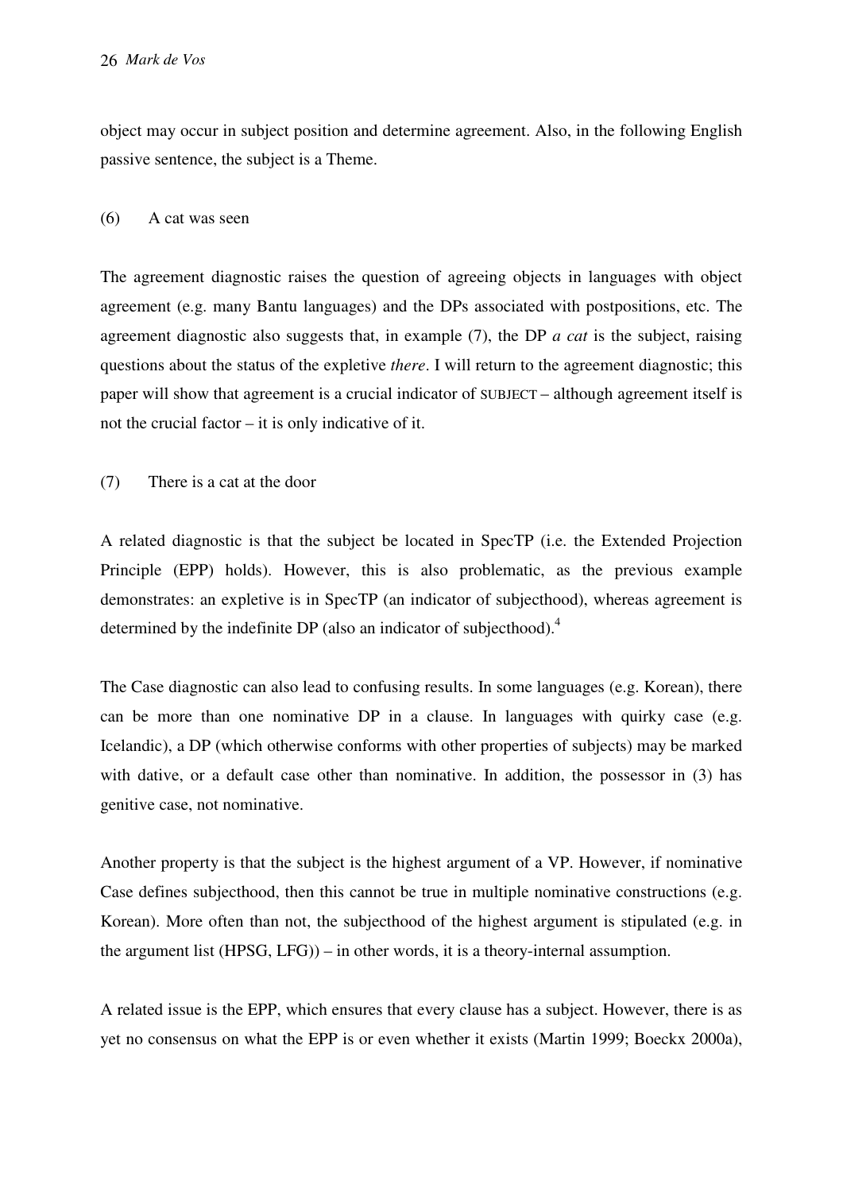object may occur in subject position and determine agreement. Also, in the following English passive sentence, the subject is a Theme.

(6) A cat was seen

The agreement diagnostic raises the question of agreeing objects in languages with object agreement (e.g. many Bantu languages) and the DPs associated with postpositions, etc. The agreement diagnostic also suggests that, in example (7), the DP *a cat* is the subject, raising questions about the status of the expletive *there*. I will return to the agreement diagnostic; this paper will show that agreement is a crucial indicator of SUBJECT – although agreement itself is not the crucial factor – it is only indicative of it.

(7) There is a cat at the door

A related diagnostic is that the subject be located in SpecTP (i.e. the Extended Projection Principle (EPP) holds). However, this is also problematic, as the previous example demonstrates: an expletive is in SpecTP (an indicator of subjecthood), whereas agreement is determined by the indefinite DP (also an indicator of subjecthood).[4]

The Case diagnostic can also lead to confusing results. In some languages (e.g. Korean), there can be more than one nominative DP in a clause. In languages with quirky case (e.g. Icelandic), a DP (which otherwise conforms with other properties of subjects) may be marked with dative, or a default case other than nominative. In addition, the possessor in (3) has genitive case, not nominative.

Another property is that the subject is the highest argument of a VP. However, if nominative Case defines subjecthood, then this cannot be true in multiple nominative constructions (e.g. Korean). More often than not, the subjecthood of the highest argument is stipulated (e.g. in the argument list (HPSG, LFG)) – in other words, it is a theory-internal assumption.

A related issue is the EPP, which ensures that every clause has a subject. However, there is as yet no consensus on what the EPP is or even whether it exists (Martin 1999; Boeckx 2000a),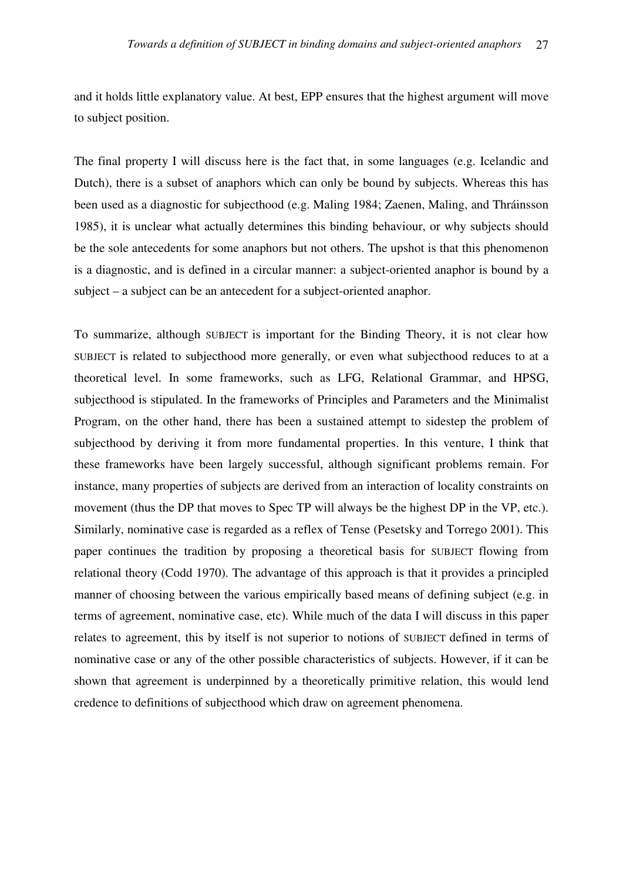and it holds little explanatory value. At best, EPP ensures that the highest argument will move to subject position.

The final property I will discuss here is the fact that, in some languages (e.g. Icelandic and Dutch), there is a subset of anaphors which can only be bound by subjects. Whereas this has been used as a diagnostic for subjecthood (e.g. Maling 1984; Zaenen, Maling, and Thráinsson 1985), it is unclear what actually determines this binding behaviour, or why subjects should be the sole antecedents for some anaphors but not others. The upshot is that this phenomenon is a diagnostic, and is defined in a circular manner: a subject-oriented anaphor is bound by a subject – a subject can be an antecedent for a subject-oriented anaphor.

To summarize, although SUBJECT is important for the Binding Theory, it is not clear how SUBJECT is related to subjecthood more generally, or even what subjecthood reduces to at a theoretical level. In some frameworks, such as LFG, Relational Grammar, and HPSG, subjecthood is stipulated. In the frameworks of Principles and Parameters and the Minimalist Program, on the other hand, there has been a sustained attempt to sidestep the problem of subjecthood by deriving it from more fundamental properties. In this venture, I think that these frameworks have been largely successful, although significant problems remain. For instance, many properties of subjects are derived from an interaction of locality constraints on movement (thus the DP that moves to Spec TP will always be the highest DP in the VP, etc.). Similarly, nominative case is regarded as a reflex of Tense (Pesetsky and Torrego 2001). This paper continues the tradition by proposing a theoretical basis for SUBJECT flowing from relational theory (Codd 1970). The advantage of this approach is that it provides a principled manner of choosing between the various empirically based means of defining subject (e.g. in terms of agreement, nominative case, etc). While much of the data I will discuss in this paper relates to agreement, this by itself is not superior to notions of SUBJECT defined in terms of nominative case or any of the other possible characteristics of subjects. However, if it can be shown that agreement is underpinned by a theoretically primitive relation, this would lend credence to definitions of subjecthood which draw on agreement phenomena.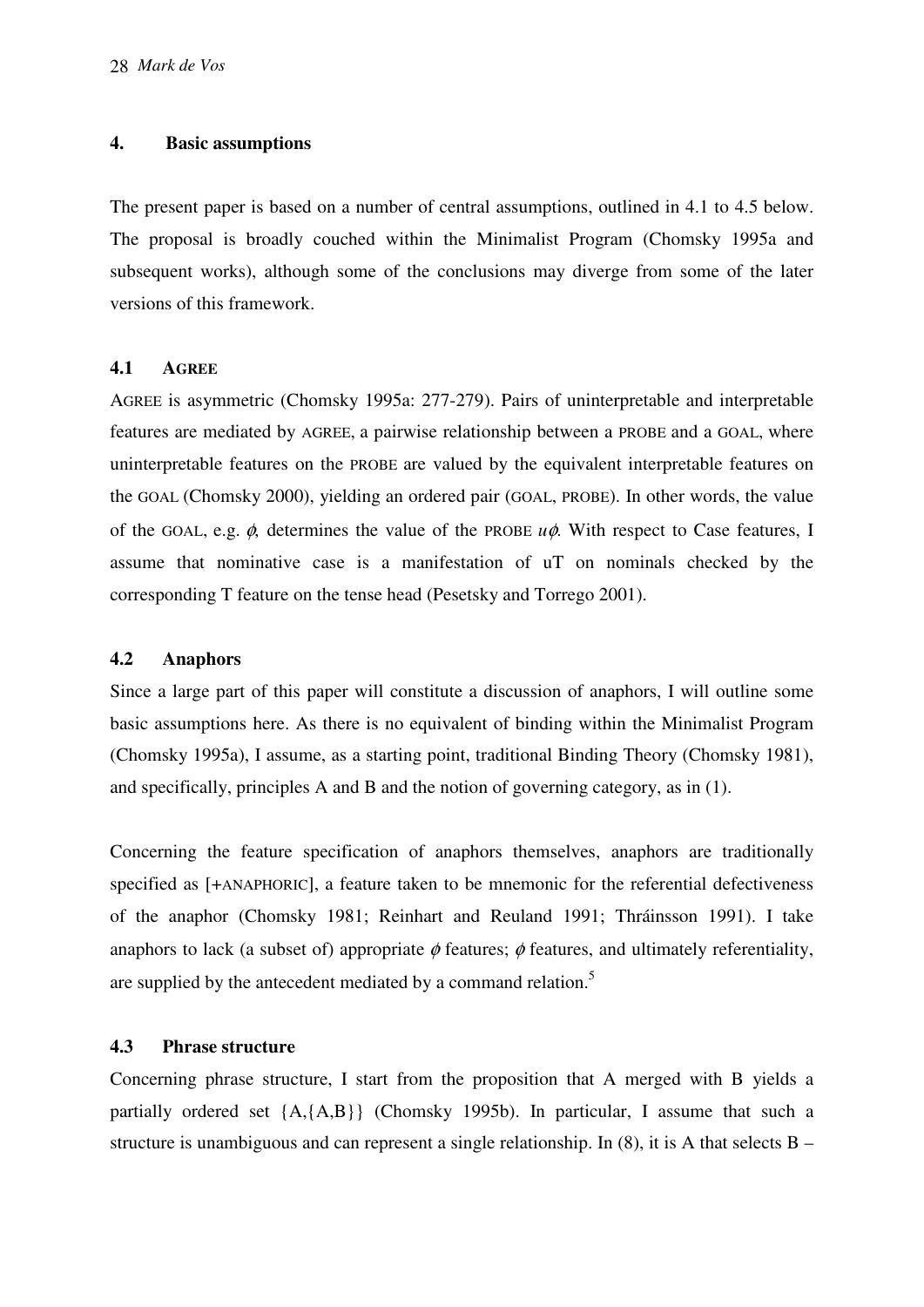## 4. Basic assumptions

The present paper is based on a number of central assumptions, outlined in 4.1 to 4.5 below. The proposal is broadly couched within the Minimalist Program (Chomsky 1995a and subsequent works), although some of the conclusions may diverge from some of the later versions of this framework.

### 4.1 AGREE

AGREE is asymmetric (Chomsky 1995a: 277-279). Pairs of uninterpretable and interpretable features are mediated by AGREE, a pairwise relationship between a PROBE and a GOAL, where uninterpretable features on the PROBE are valued by the equivalent interpretable features on the GOAL (Chomsky 2000), yielding an ordered pair (GOAL, PROBE). In other words, the value of the GOAL, e.g. $\phi$, determines the value of the PROBE $u\phi$. With respect to Case features, I assume that nominative case is a manifestation of uT on nominals checked by the corresponding T feature on the tense head (Pesetsky and Torrego 2001).

### 4.2 Anaphors

Since a large part of this paper will constitute a discussion of anaphors, I will outline some basic assumptions here. As there is no equivalent of binding within the Minimalist Program (Chomsky 1995a), I assume, as a starting point, traditional Binding Theory (Chomsky 1981), and specifically, principles A and B and the notion of governing category, as in (1).

Concerning the feature specification of anaphors themselves, anaphors are traditionally specified as [+ANAPHORIC], a feature taken to be mnemonic for the referential defectiveness of the anaphor (Chomsky 1981; Reinhart and Reuland 1991; Thráinsson 1991). I take anaphors to lack (a subset of) appropriate $\phi$ features; $\phi$ features, and ultimately referentiality, are supplied by the antecedent mediated by a command relation.[5]

### 4.3 Phrase structure

Concerning phrase structure, I start from the proposition that A merged with B yields a partially ordered set {A,{A,B}} (Chomsky 1995b). In particular, I assume that such a structure is unambiguous and can represent a single relationship. In (8), it is A that selects B –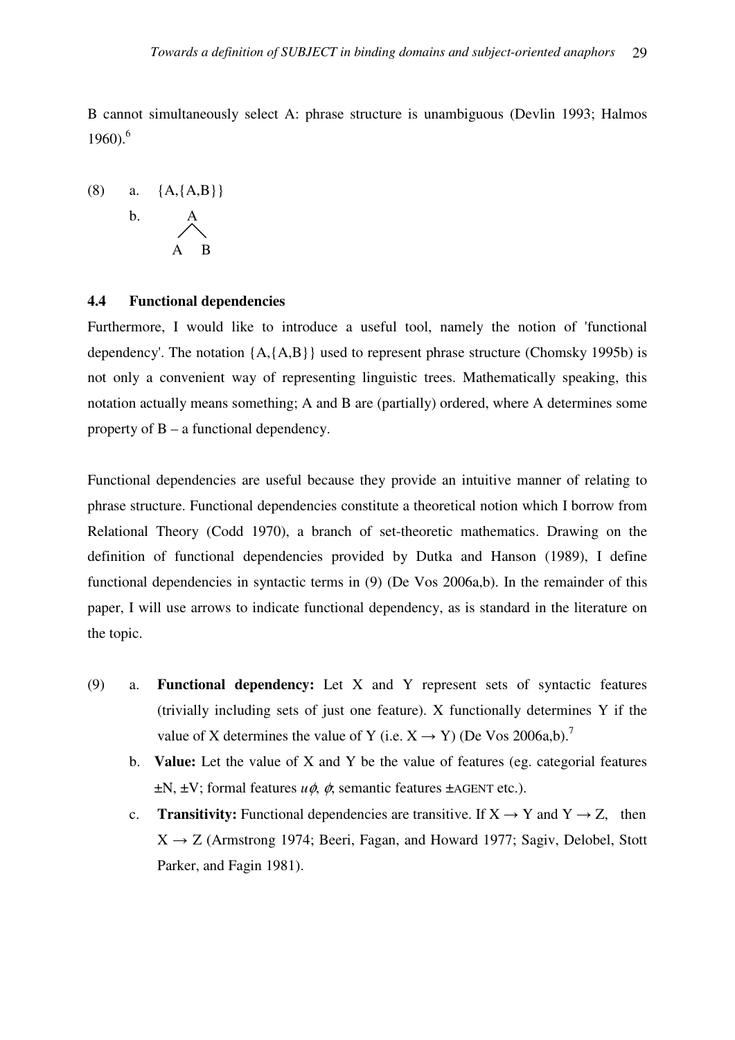B cannot simultaneously select A: phrase structure is unambiguous (Devlin 1993; Halmos 1960).[6]

(8) a. {A,{A,B}}

b.
```
   A
  / \
 A   B
```

### 4.4 Functional dependencies

Furthermore, I would like to introduce a useful tool, namely the notion of 'functional dependency'. The notation {A,{A,B}} used to represent phrase structure (Chomsky 1995b) is not only a convenient way of representing linguistic trees. Mathematically speaking, this notation actually means something; A and B are (partially) ordered, where A determines some property of B – a functional dependency.

Functional dependencies are useful because they provide an intuitive manner of relating to phrase structure. Functional dependencies constitute a theoretical notion which I borrow from Relational Theory (Codd 1970), a branch of set-theoretic mathematics. Drawing on the definition of functional dependencies provided by Dutka and Hanson (1989), I define functional dependencies in syntactic terms in (9) (De Vos 2006a,b). In the remainder of this paper, I will use arrows to indicate functional dependency, as is standard in the literature on the topic.

(9) a. **Functional dependency:** Let X and Y represent sets of syntactic features (trivially including sets of just one feature). X functionally determines Y if the value of X determines the value of Y (i.e. $X \rightarrow Y$) (De Vos 2006a,b).[7]

b. **Value:** Let the value of X and Y be the value of features (eg. categorial features ±N, ±V; formal features $u\phi$, $\phi$; semantic features ±AGENT etc.).

c. **Transitivity:** Functional dependencies are transitive. If $X \rightarrow Y$ and $Y \rightarrow Z$, then $X \rightarrow Z$ (Armstrong 1974; Beeri, Fagan, and Howard 1977; Sagiv, Delobel, Stott Parker, and Fagin 1981).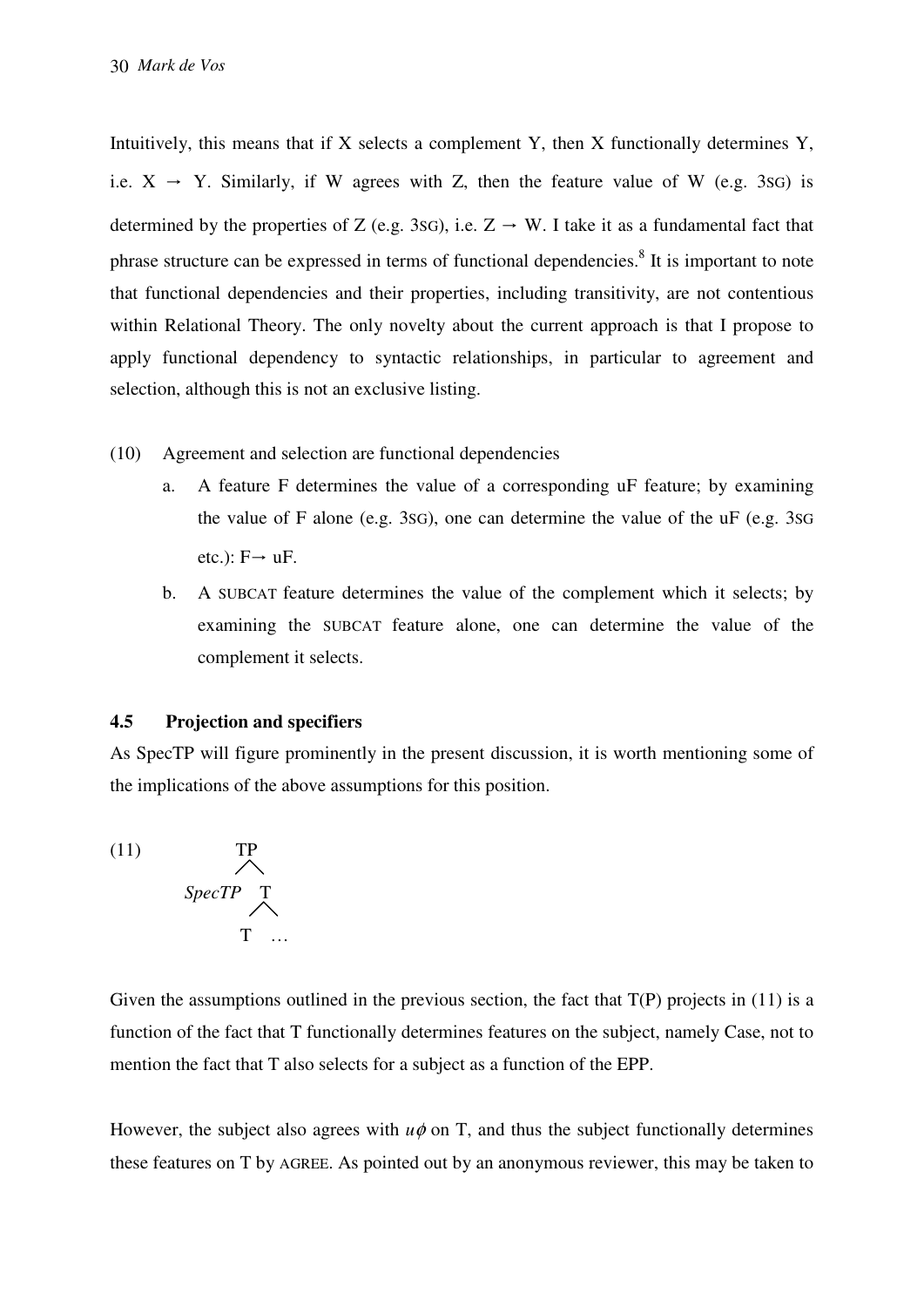Intuitively, this means that if X selects a complement Y, then X functionally determines Y, i.e. X → Y. Similarly, if W agrees with Z, then the feature value of W (e.g. 3SG) is determined by the properties of Z (e.g. 3SG), i.e. Z → W. I take it as a fundamental fact that phrase structure can be expressed in terms of functional dependencies.[8] It is important to note that functional dependencies and their properties, including transitivity, are not contentious within Relational Theory. The only novelty about the current approach is that I propose to apply functional dependency to syntactic relationships, in particular to agreement and selection, although this is not an exclusive listing.

(10) Agreement and selection are functional dependencies

a. A feature F determines the value of a corresponding uF feature; by examining the value of F alone (e.g. 3SG), one can determine the value of the uF (e.g. 3SG etc.): F→ uF.

b. A SUBCAT feature determines the value of the complement which it selects; by examining the SUBCAT feature alone, one can determine the value of the complement it selects.

### 4.5 Projection and specifiers

As SpecTP will figure prominently in the present discussion, it is worth mentioning some of the implications of the above assumptions for this position.

(11)
```
        TP
       /  \
  SpecTP   T
          /  \
         T    …
```

Given the assumptions outlined in the previous section, the fact that T(P) projects in (11) is a function of the fact that T functionally determines features on the subject, namely Case, not to mention the fact that T also selects for a subject as a function of the EPP.

However, the subject also agrees with $u\phi$ on T, and thus the subject functionally determines these features on T by AGREE. As pointed out by an anonymous reviewer, this may be taken to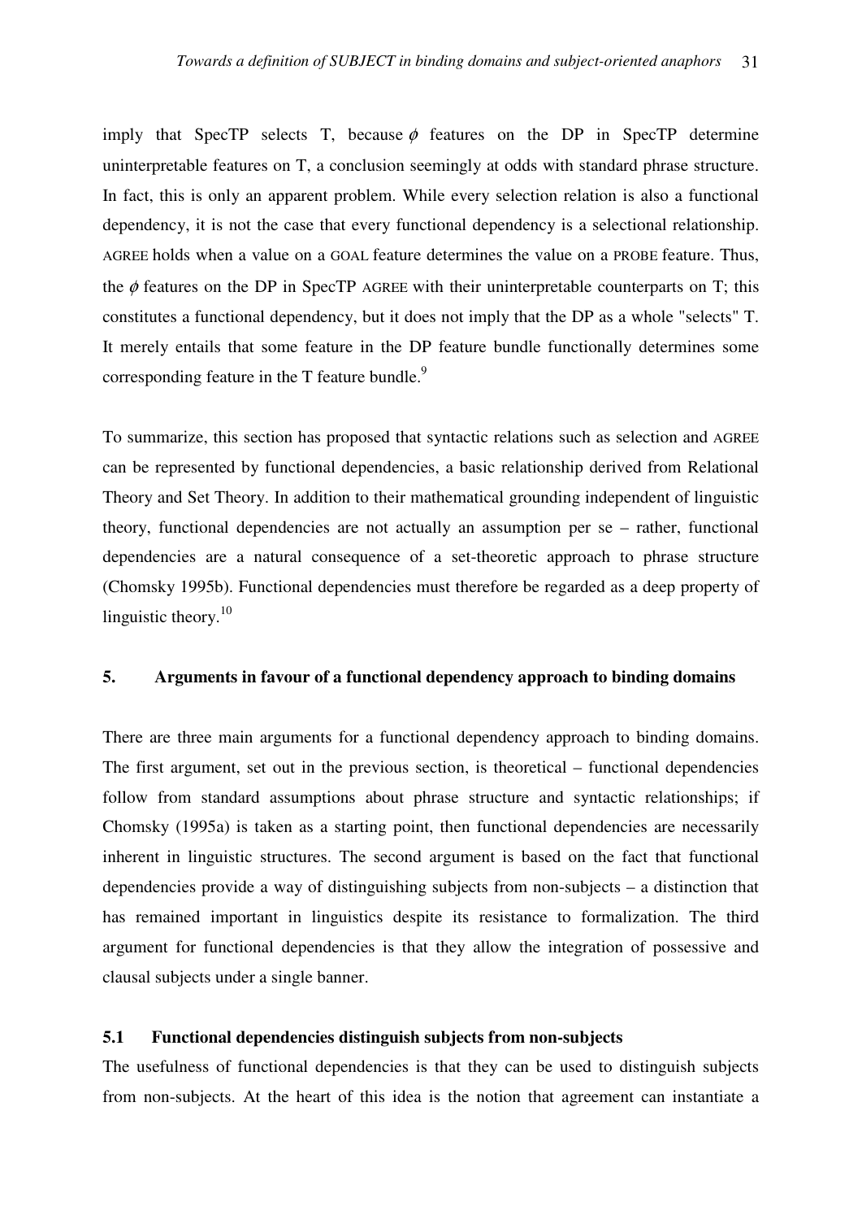imply that SpecTP selects T, because $\phi$ features on the DP in SpecTP determine uninterpretable features on T, a conclusion seemingly at odds with standard phrase structure. In fact, this is only an apparent problem. While every selection relation is also a functional dependency, it is not the case that every functional dependency is a selectional relationship. AGREE holds when a value on a GOAL feature determines the value on a PROBE feature. Thus, the $\phi$ features on the DP in SpecTP AGREE with their uninterpretable counterparts on T; this constitutes a functional dependency, but it does not imply that the DP as a whole "selects" T. It merely entails that some feature in the DP feature bundle functionally determines some corresponding feature in the T feature bundle.[9]

To summarize, this section has proposed that syntactic relations such as selection and AGREE can be represented by functional dependencies, a basic relationship derived from Relational Theory and Set Theory. In addition to their mathematical grounding independent of linguistic theory, functional dependencies are not actually an assumption per se – rather, functional dependencies are a natural consequence of a set-theoretic approach to phrase structure (Chomsky 1995b). Functional dependencies must therefore be regarded as a deep property of linguistic theory.[10]

## 5. Arguments in favour of a functional dependency approach to binding domains

There are three main arguments for a functional dependency approach to binding domains. The first argument, set out in the previous section, is theoretical – functional dependencies follow from standard assumptions about phrase structure and syntactic relationships; if Chomsky (1995a) is taken as a starting point, then functional dependencies are necessarily inherent in linguistic structures. The second argument is based on the fact that functional dependencies provide a way of distinguishing subjects from non-subjects – a distinction that has remained important in linguistics despite its resistance to formalization. The third argument for functional dependencies is that they allow the integration of possessive and clausal subjects under a single banner.

### 5.1 Functional dependencies distinguish subjects from non-subjects

The usefulness of functional dependencies is that they can be used to distinguish subjects from non-subjects. At the heart of this idea is the notion that agreement can instantiate a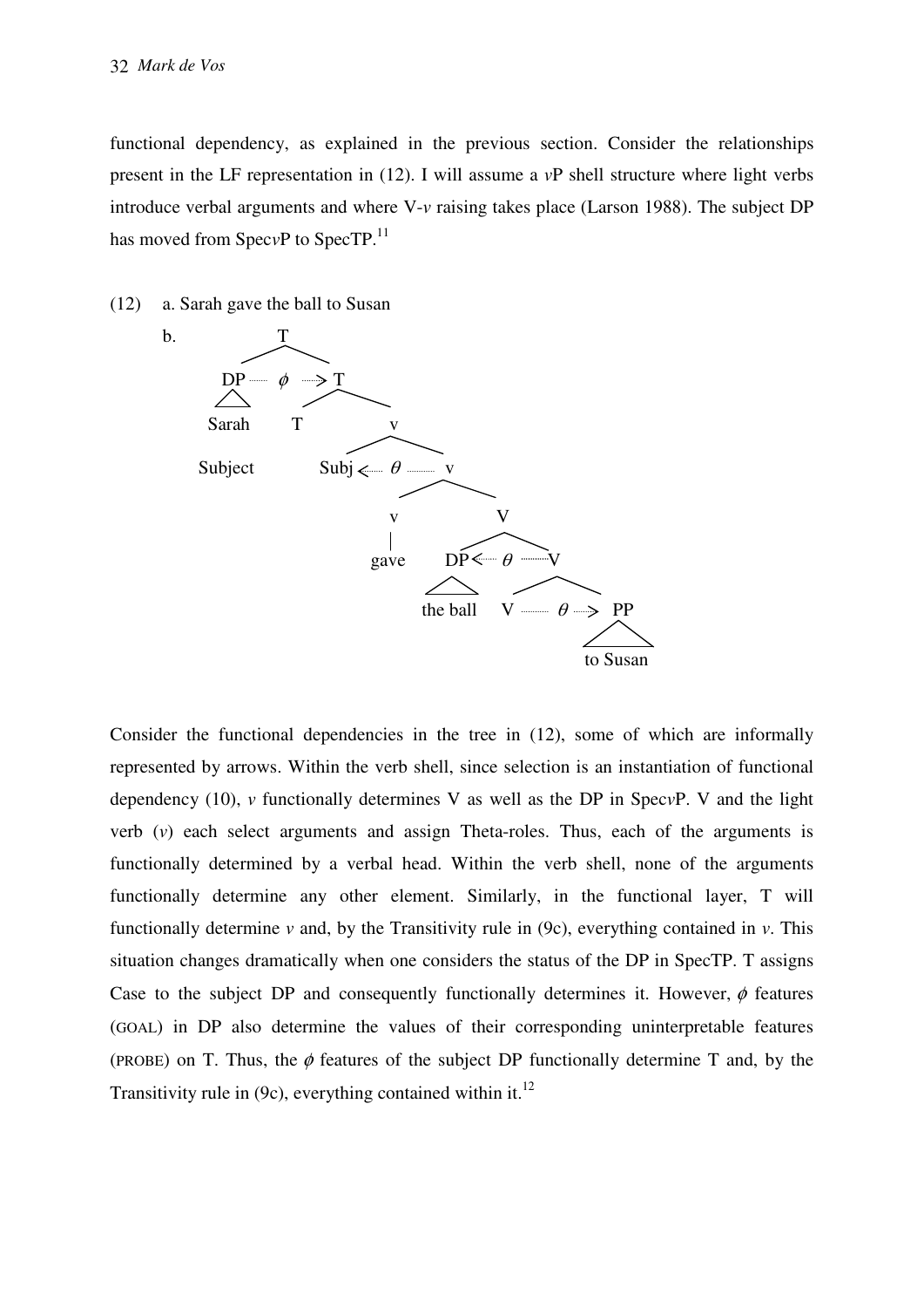functional dependency, as explained in the previous section. Consider the relationships present in the LF representation in (12). I will assume a *v*P shell structure where light verbs introduce verbal arguments and where V-*v* raising takes place (Larson 1988). The subject DP has moved from Spec*v*P to SpecTP.[11]

(12) a. Sarah gave the ball to Susan

b.

```
                T
              /   \
   DP ---- φ ---> T
   /\            /   \
  Sarah        T      v
                    /   \
  Subject      Subj <-- θ -- v
                           /   \
                          v     V
                          |    /   \
                        gave  DP <-- θ -- V
                              /\         /   \
                          the ball      V -- θ --> PP
                                                   /\
                                               to Susan
```

Consider the functional dependencies in the tree in (12), some of which are informally represented by arrows. Within the verb shell, since selection is an instantiation of functional dependency (10), *v* functionally determines V as well as the DP in Spec*v*P. V and the light verb (*v*) each select arguments and assign Theta-roles. Thus, each of the arguments is functionally determined by a verbal head. Within the verb shell, none of the arguments functionally determine any other element. Similarly, in the functional layer, T will functionally determine *v* and, by the Transitivity rule in (9c), everything contained in *v*. This situation changes dramatically when one considers the status of the DP in SpecTP. T assigns Case to the subject DP and consequently functionally determines it. However, $\phi$ features (GOAL) in DP also determine the values of their corresponding uninterpretable features (PROBE) on T. Thus, the $\phi$ features of the subject DP functionally determine T and, by the Transitivity rule in (9c), everything contained within it.[12]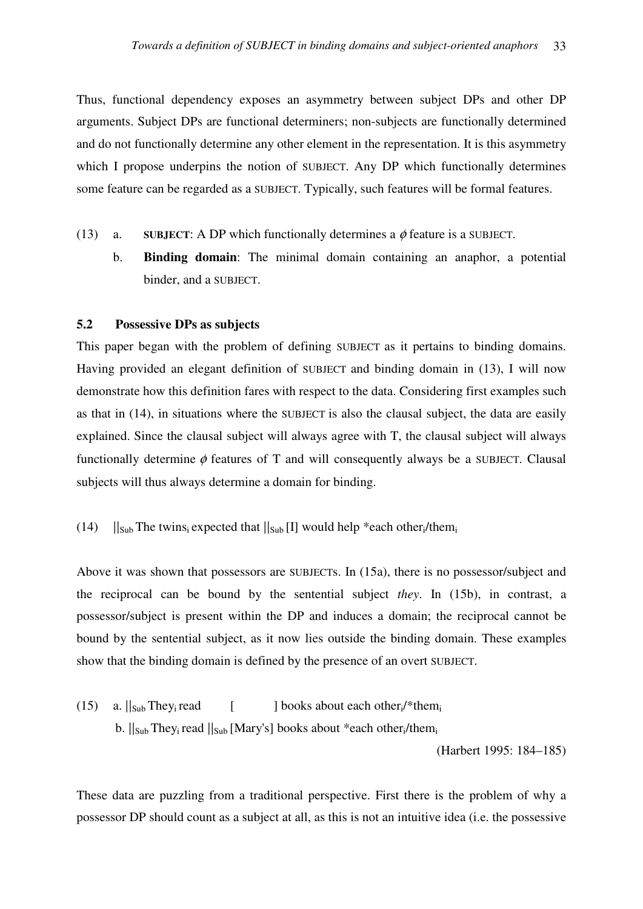Thus, functional dependency exposes an asymmetry between subject DPs and other DP arguments. Subject DPs are functional determiners; non-subjects are functionally determined and do not functionally determine any other element in the representation. It is this asymmetry which I propose underpins the notion of SUBJECT. Any DP which functionally determines some feature can be regarded as a SUBJECT. Typically, such features will be formal features.

(13) a. **SUBJECT**: A DP which functionally determines a $\phi$ feature is a SUBJECT.

b. **Binding domain**: The minimal domain containing an anaphor, a potential binder, and a SUBJECT.

### 5.2 Possessive DPs as subjects

This paper began with the problem of defining SUBJECT as it pertains to binding domains. Having provided an elegant definition of SUBJECT and binding domain in (13), I will now demonstrate how this definition fares with respect to the data. Considering first examples such as that in (14), in situations where the SUBJECT is also the clausal subject, the data are easily explained. Since the clausal subject will always agree with T, the clausal subject will always functionally determine $\phi$ features of T and will consequently always be a SUBJECT. Clausal subjects will thus always determine a domain for binding.

(14) $||_{Sub}$ The twins$_i$ expected that $||_{Sub}$ [I] would help *each other$_i$/them$_i$

Above it was shown that possessors are SUBJECTs. In (15a), there is no possessor/subject and the reciprocal can be bound by the sentential subject *they*. In (15b), in contrast, a possessor/subject is present within the DP and induces a domain; the reciprocal cannot be bound by the sentential subject, as it now lies outside the binding domain. These examples show that the binding domain is defined by the presence of an overt SUBJECT.

(15) a. $||_{Sub}$ They$_i$ read [ ] books about each other$_i$/*them$_i$

b. $||_{Sub}$ They$_i$ read $||_{Sub}$ [Mary's] books about *each other$_i$/them$_i$

(Harbert 1995: 184–185)

These data are puzzling from a traditional perspective. First there is the problem of why a possessor DP should count as a subject at all, as this is not an intuitive idea (i.e. the possessive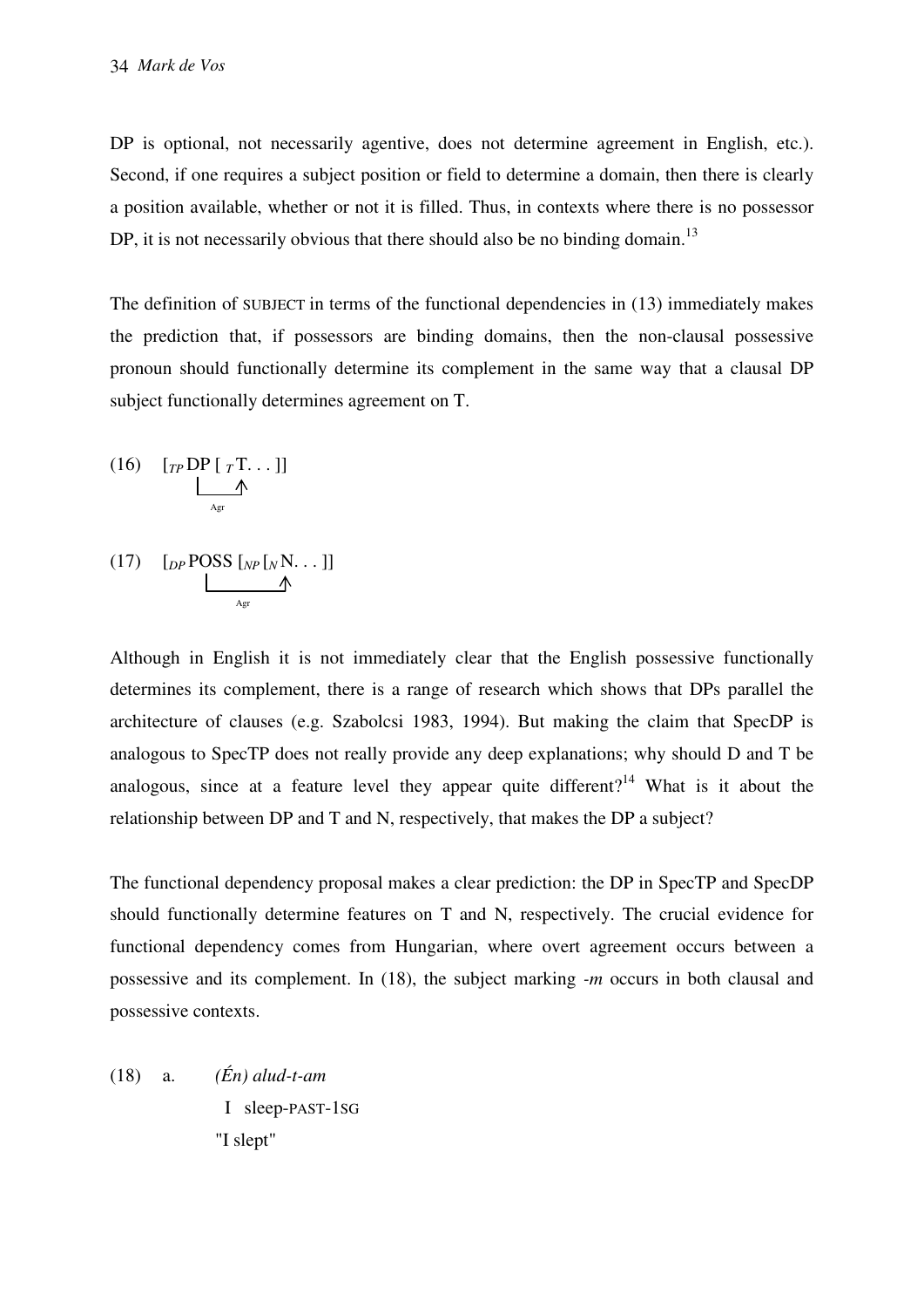DP is optional, not necessarily agentive, does not determine agreement in English, etc.). Second, if one requires a subject position or field to determine a domain, then there is clearly a position available, whether or not it is filled. Thus, in contexts where there is no possessor DP, it is not necessarily obvious that there should also be no binding domain.[13]

The definition of SUBJECT in terms of the functional dependencies in (13) immediately makes the prediction that, if possessors are binding domains, then the non-clausal possessive pronoun should functionally determine its complement in the same way that a clausal DP subject functionally determines agreement on T.

(16) [*TP* DP [ *T* T. . . ]]
 (Agr: DP → T)

(17) [*DP* POSS [*NP* [*N* N. . . ]]
 (Agr: POSS → N)

Although in English it is not immediately clear that the English possessive functionally determines its complement, there is a range of research which shows that DPs parallel the architecture of clauses (e.g. Szabolcsi 1983, 1994). But making the claim that SpecDP is analogous to SpecTP does not really provide any deep explanations; why should D and T be analogous, since at a feature level they appear quite different?[14] What is it about the relationship between DP and T and N, respectively, that makes the DP a subject?

The functional dependency proposal makes a clear prediction: the DP in SpecTP and SpecDP should functionally determine features on T and N, respectively. The crucial evidence for functional dependency comes from Hungarian, where overt agreement occurs between a possessive and its complement. In (18), the subject marking *-m* occurs in both clausal and possessive contexts.

(18) a. *(Én) alud-t-am*
 I sleep-PAST-1SG
 "I slept"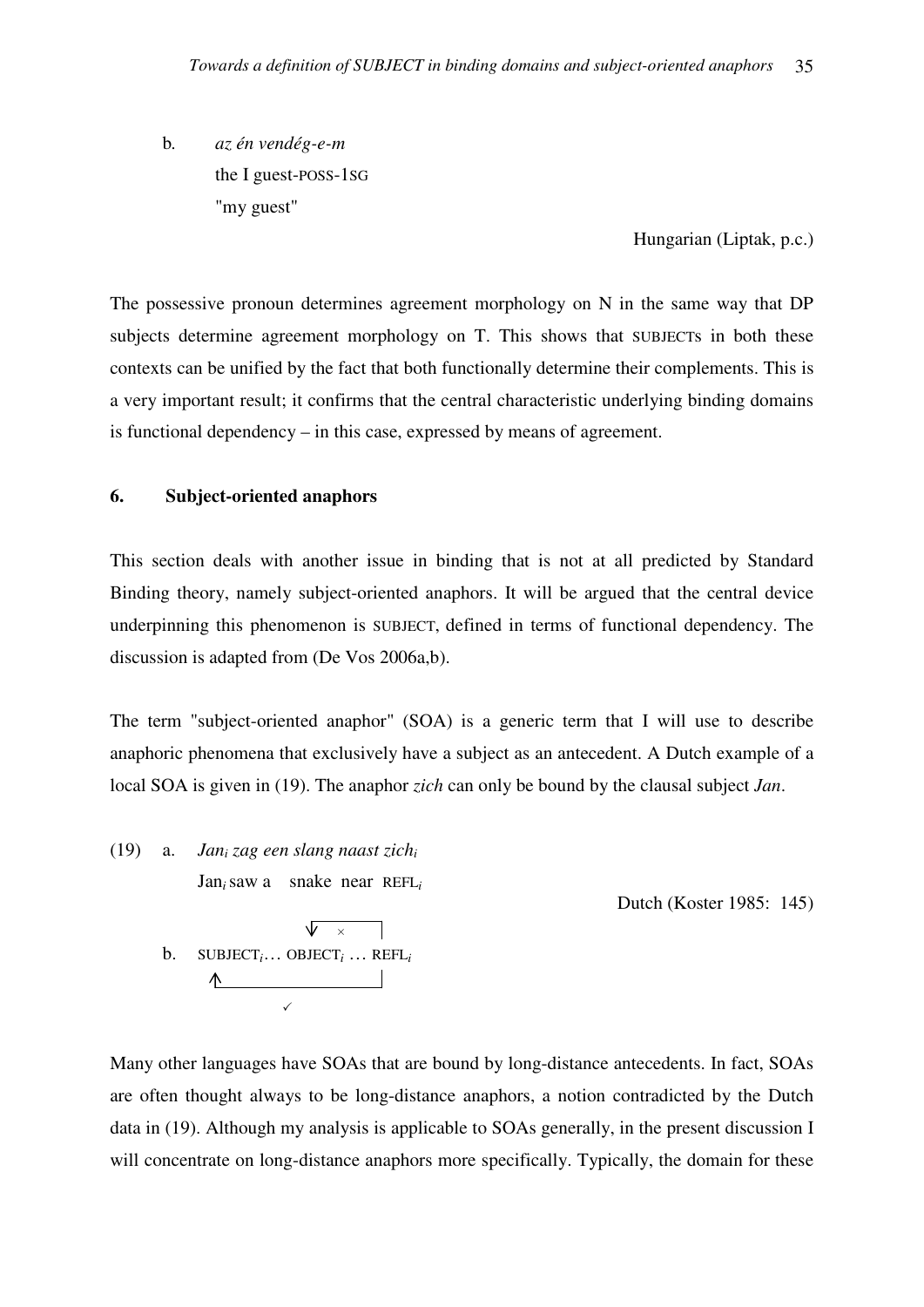b. *az én vendég-e-m*
   the I guest-POSS-1SG
   "my guest"

Hungarian (Liptak, p.c.)

The possessive pronoun determines agreement morphology on N in the same way that DP subjects determine agreement morphology on T. This shows that SUBJECTs in both these contexts can be unified by the fact that both functionally determine their complements. This is a very important result; it confirms that the central characteristic underlying binding domains is functional dependency – in this case, expressed by means of agreement.

## 6. Subject-oriented anaphors

This section deals with another issue in binding that is not at all predicted by Standard Binding theory, namely subject-oriented anaphors. It will be argued that the central device underpinning this phenomenon is SUBJECT, defined in terms of functional dependency. The discussion is adapted from (De Vos 2006a,b).

The term "subject-oriented anaphor" (SOA) is a generic term that I will use to describe anaphoric phenomena that exclusively have a subject as an antecedent. A Dutch example of a local SOA is given in (19). The anaphor *zich* can only be bound by the clausal subject *Jan*.

(19) a. *Jan$_i$ zag een slang naast zich$_i$*
   Jan$_i$ saw a snake near REFL$_i$

Dutch (Koster 1985: 145)

b. SUBJECT$_i$… OBJECT$_i$ … REFL$_i$ (REFL → OBJECT: ×; REFL → SUBJECT: ✓)

Many other languages have SOAs that are bound by long-distance antecedents. In fact, SOAs are often thought always to be long-distance anaphors, a notion contradicted by the Dutch data in (19). Although my analysis is applicable to SOAs generally, in the present discussion I will concentrate on long-distance anaphors more specifically. Typically, the domain for these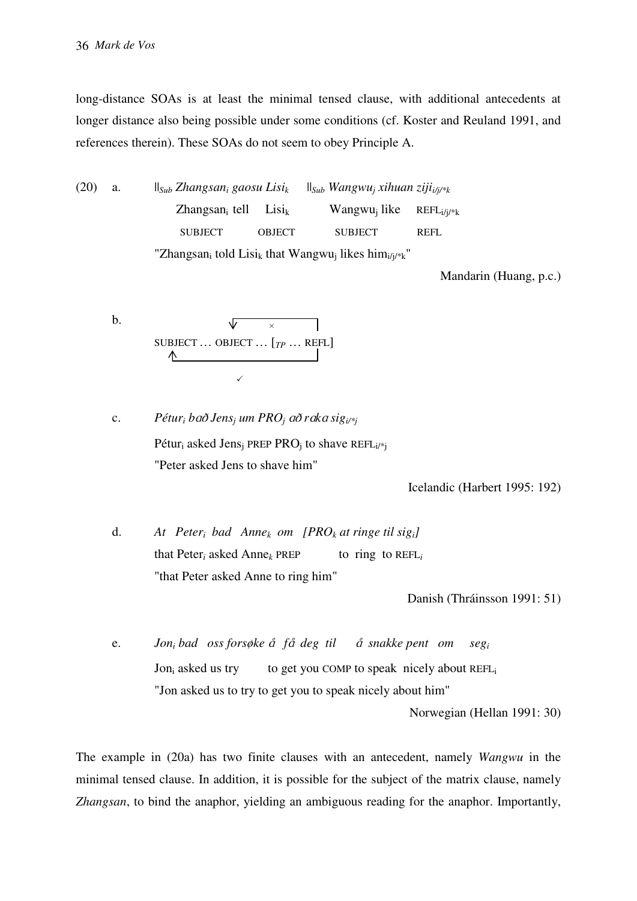long-distance SOAs is at least the minimal tensed clause, with additional antecedents at longer distance also being possible under some conditions (cf. Koster and Reuland 1991, and references therein). These SOAs do not seem to obey Principle A.

(20) a. ||$_{Sub}$ *Zhangsan$_i$ gaosu Lisi$_k$* ||$_{Sub}$ *Wangwu$_j$ xihuan ziji$_{i/j/*k}$*

Zhangsan$_i$ tell Lisi$_k$ Wangwu$_j$ like REFL$_{i/j/*k}$

SUBJECT OBJECT SUBJECT REFL

"Zhangsan$_i$ told Lisi$_k$ that Wangwu$_j$ likes him$_{i/j/*k}$"

Mandarin (Huang, p.c.)

b. SUBJECT … OBJECT … [$_{TP}$ … REFL]

(OBJECT ← REFL: ×; SUBJECT ← REFL: ✓)

c. *Pétur$_i$ bað Jens$_j$ um PRO$_j$ að raka sig$_{i/*j}$*

Pétur$_i$ asked Jens$_j$ PREP PRO$_j$ to shave REFL$_{i/*j}$

"Peter asked Jens to shave him"

Icelandic (Harbert 1995: 192)

d. *At Peter$_i$ bad Anne$_k$ om [PRO$_k$ at ringe til sig$_i$]*

that Peter$_i$ asked Anne$_k$ PREP to ring to REFL$_i$

"that Peter asked Anne to ring him"

Danish (Thráinsson 1991: 51)

e. *Jon$_i$ bad oss forsøke å få deg til å snakke pent om seg$_i$*

Jon$_i$ asked us try to get you COMP to speak nicely about REFL$_i$

"Jon asked us to try to get you to speak nicely about him"

Norwegian (Hellan 1991: 30)

The example in (20a) has two finite clauses with an antecedent, namely *Wangwu* in the minimal tensed clause. In addition, it is possible for the subject of the matrix clause, namely *Zhangsan*, to bind the anaphor, yielding an ambiguous reading for the anaphor. Importantly,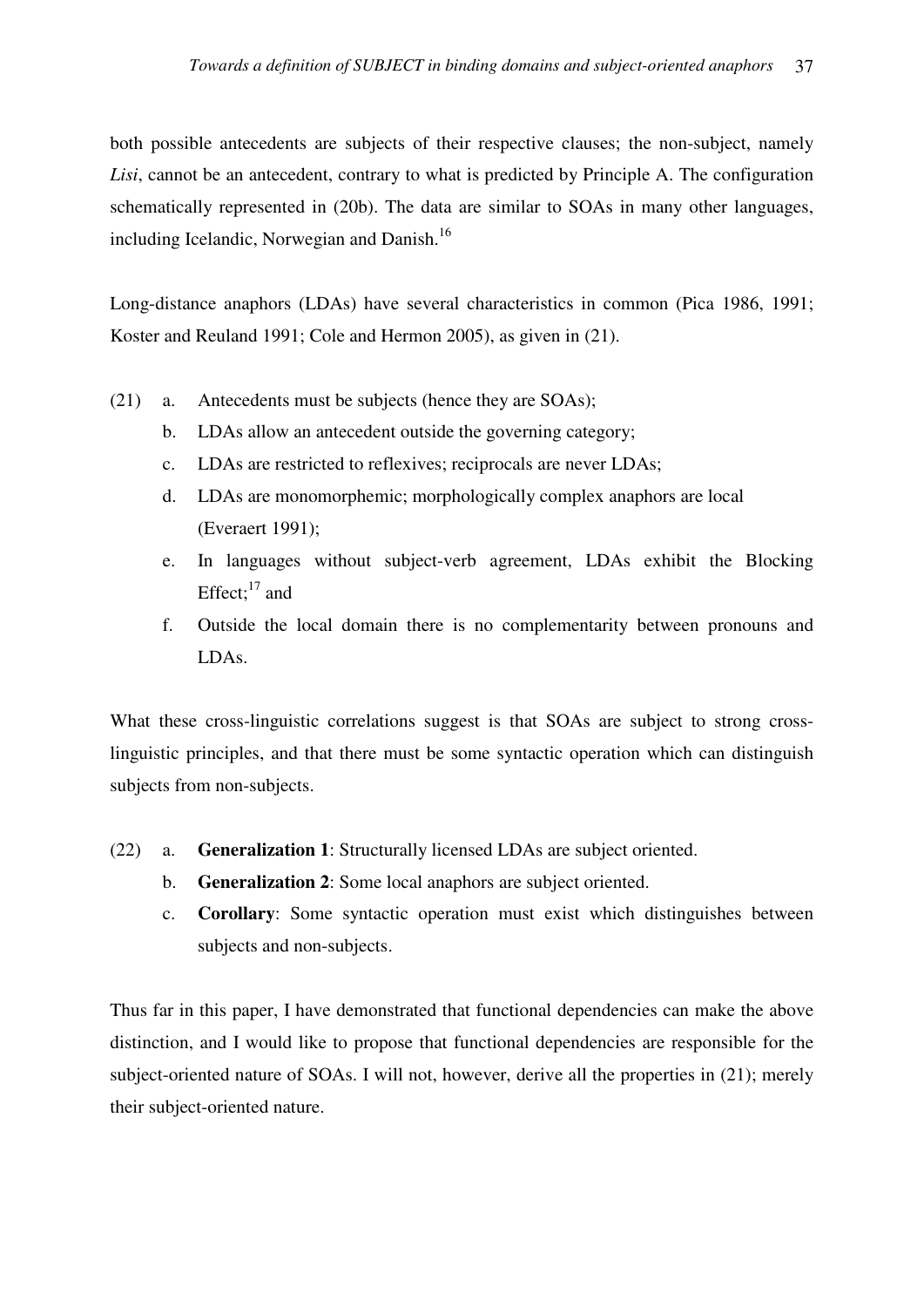both possible antecedents are subjects of their respective clauses; the non-subject, namely *Lisi*, cannot be an antecedent, contrary to what is predicted by Principle A. The configuration schematically represented in (20b). The data are similar to SOAs in many other languages, including Icelandic, Norwegian and Danish.[16]

Long-distance anaphors (LDAs) have several characteristics in common (Pica 1986, 1991; Koster and Reuland 1991; Cole and Hermon 2005), as given in (21).

(21) a. Antecedents must be subjects (hence they are SOAs);

b. LDAs allow an antecedent outside the governing category;

c. LDAs are restricted to reflexives; reciprocals are never LDAs;

d. LDAs are monomorphemic; morphologically complex anaphors are local (Everaert 1991);

e. In languages without subject-verb agreement, LDAs exhibit the Blocking Effect;[17] and

f. Outside the local domain there is no complementarity between pronouns and LDAs.

What these cross-linguistic correlations suggest is that SOAs are subject to strong cross-linguistic principles, and that there must be some syntactic operation which can distinguish subjects from non-subjects.

(22) a. **Generalization 1**: Structurally licensed LDAs are subject oriented.

b. **Generalization 2**: Some local anaphors are subject oriented.

c. **Corollary**: Some syntactic operation must exist which distinguishes between subjects and non-subjects.

Thus far in this paper, I have demonstrated that functional dependencies can make the above distinction, and I would like to propose that functional dependencies are responsible for the subject-oriented nature of SOAs. I will not, however, derive all the properties in (21); merely their subject-oriented nature.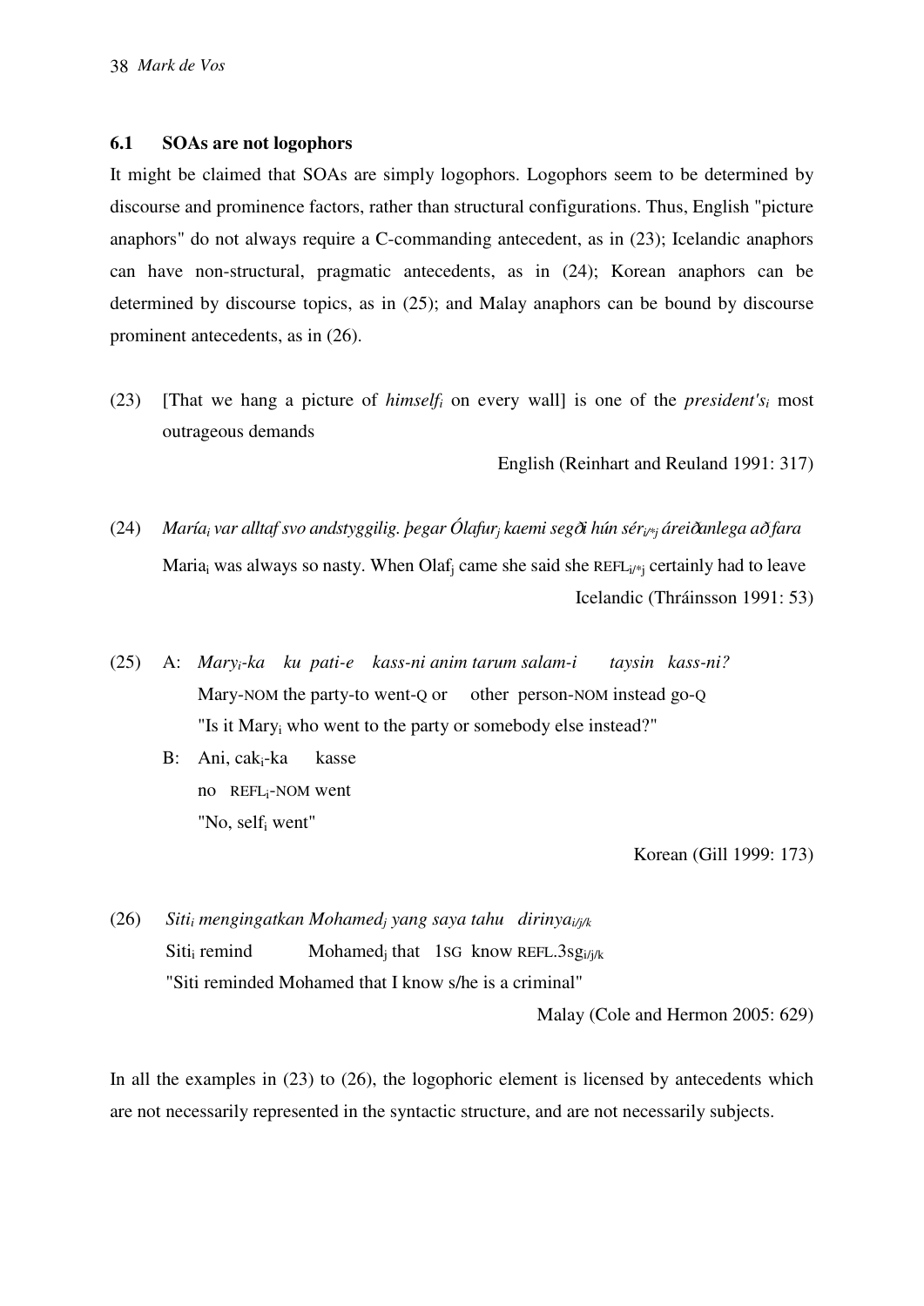### 6.1 SOAs are not logophors

It might be claimed that SOAs are simply logophors. Logophors seem to be determined by discourse and prominence factors, rather than structural configurations. Thus, English "picture anaphors" do not always require a C-commanding antecedent, as in (23); Icelandic anaphors can have non-structural, pragmatic antecedents, as in (24); Korean anaphors can be determined by discourse topics, as in (25); and Malay anaphors can be bound by discourse prominent antecedents, as in (26).

(23) [That we hang a picture of *himself*$_i$ on every wall] is one of the *president's*$_i$ most outrageous demands

English (Reinhart and Reuland 1991: 317)

(24) *María*$_i$ *var alltaf svo andstyggilig. þegar Ólafur*$_j$ *kaemi segði hún sér*$_{i/*j}$ *áreiðanlega að fara*

Maria$_i$ was always so nasty. When Olaf$_j$ came she said she REFL$_{i/*j}$ certainly had to leave

Icelandic (Thráinsson 1991: 53)

(25) A: *Mary*$_i$*-ka ku pati-e kass-ni anim tarum salam-i taysin kass-ni?*

Mary-NOM the party-to went-Q or other person-NOM instead go-Q

"Is it Mary$_i$ who went to the party or somebody else instead?"

B: Ani, cak$_i$-ka kasse

no REFL$_i$-NOM went

"No, self$_i$ went"

Korean (Gill 1999: 173)

(26) *Siti*$_i$ *mengingatkan Mohamed*$_j$ *yang saya tahu dirinya*$_{i/j/k}$

Siti$_i$ remind Mohamed$_j$ that 1SG know REFL.3sg$_{i/j/k}$

"Siti reminded Mohamed that I know s/he is a criminal"

Malay (Cole and Hermon 2005: 629)

In all the examples in (23) to (26), the logophoric element is licensed by antecedents which are not necessarily represented in the syntactic structure, and are not necessarily subjects.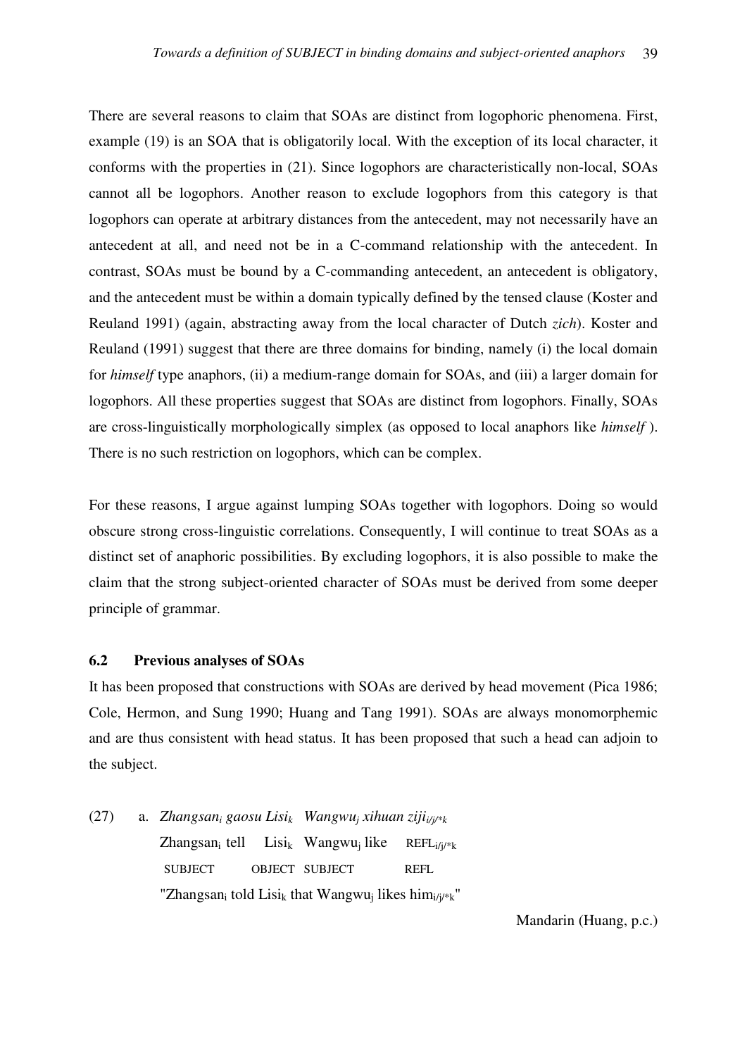There are several reasons to claim that SOAs are distinct from logophoric phenomena. First, example (19) is an SOA that is obligatorily local. With the exception of its local character, it conforms with the properties in (21). Since logophors are characteristically non-local, SOAs cannot all be logophors. Another reason to exclude logophors from this category is that logophors can operate at arbitrary distances from the antecedent, may not necessarily have an antecedent at all, and need not be in a C-command relationship with the antecedent. In contrast, SOAs must be bound by a C-commanding antecedent, an antecedent is obligatory, and the antecedent must be within a domain typically defined by the tensed clause (Koster and Reuland 1991) (again, abstracting away from the local character of Dutch *zich*). Koster and Reuland (1991) suggest that there are three domains for binding, namely (i) the local domain for *himself* type anaphors, (ii) a medium-range domain for SOAs, and (iii) a larger domain for logophors. All these properties suggest that SOAs are distinct from logophors. Finally, SOAs are cross-linguistically morphologically simplex (as opposed to local anaphors like *himself* ). There is no such restriction on logophors, which can be complex.

For these reasons, I argue against lumping SOAs together with logophors. Doing so would obscure strong cross-linguistic correlations. Consequently, I will continue to treat SOAs as a distinct set of anaphoric possibilities. By excluding logophors, it is also possible to make the claim that the strong subject-oriented character of SOAs must be derived from some deeper principle of grammar.

### 6.2 Previous analyses of SOAs

It has been proposed that constructions with SOAs are derived by head movement (Pica 1986; Cole, Hermon, and Sung 1990; Huang and Tang 1991). SOAs are always monomorphemic and are thus consistent with head status. It has been proposed that such a head can adjoin to the subject.

(27) a. *Zhangsan$_i$ gaosu Lisi$_k$ Wangwu$_j$ xihuan ziji$_{i/j/*k}$*
Zhangsan$_i$ tell Lisi$_k$ Wangwu$_j$ like REFL$_{i/j/*k}$
SUBJECT OBJECT SUBJECT REFL
"Zhangsan$_i$ told Lisi$_k$ that Wangwu$_j$ likes him$_{i/j/*k}$"

Mandarin (Huang, p.c.)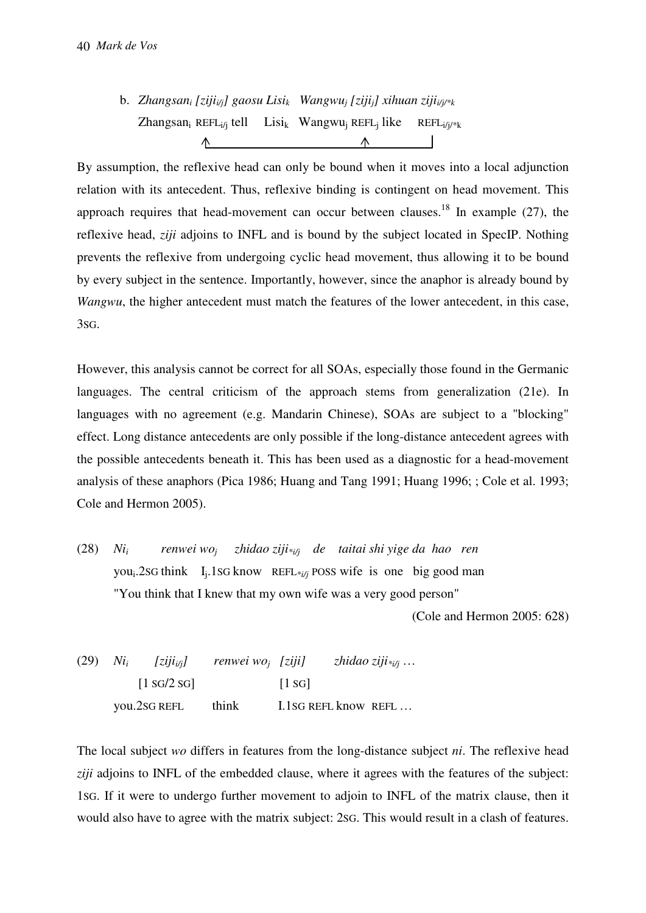b. *Zhangsan$_i$ [ziji$_{i/j}$] gaosu Lisi$_k$ Wangwu$_j$ [ziji$_j$] xihuan ziji$_{i/j/*k}$*
   Zhangsan$_i$ REFL$_{i/j}$ tell Lisi$_k$ Wangwu$_j$ REFL$_j$ like REFL$_{i/j/*k}$

By assumption, the reflexive head can only be bound when it moves into a local adjunction relation with its antecedent. Thus, reflexive binding is contingent on head movement. This approach requires that head-movement can occur between clauses.[18] In example (27), the reflexive head, *ziji* adjoins to INFL and is bound by the subject located in SpecIP. Nothing prevents the reflexive from undergoing cyclic head movement, thus allowing it to be bound by every subject in the sentence. Importantly, however, since the anaphor is already bound by *Wangwu*, the higher antecedent must match the features of the lower antecedent, in this case, 3SG.

However, this analysis cannot be correct for all SOAs, especially those found in the Germanic languages. The central criticism of the approach stems from generalization (21e). In languages with no agreement (e.g. Mandarin Chinese), SOAs are subject to a "blocking" effect. Long distance antecedents are only possible if the long-distance antecedent agrees with the possible antecedents beneath it. This has been used as a diagnostic for a head-movement analysis of these anaphors (Pica 1986; Huang and Tang 1991; Huang 1996; ; Cole et al. 1993; Cole and Hermon 2005).

(28) *Ni$_i$ renwei wo$_j$ zhidao ziji$_{*i/j}$ de taitai shi yige da hao ren*
     you$_i$.2SG think I$_j$.1SG know REFL$_{*i/j}$ POSS wife is one big good man
     "You think that I knew that my own wife was a very good person"
     (Cole and Hermon 2005: 628)

(29) *Ni$_i$ [ziji$_{i/j}$] renwei wo$_j$ [ziji] zhidao ziji$_{*i/j}$ …*
     [1 SG/2 SG] [1 SG]
     you.2SG REFL think I.1SG REFL know REFL …

The local subject *wo* differs in features from the long-distance subject *ni*. The reflexive head *ziji* adjoins to INFL of the embedded clause, where it agrees with the features of the subject: 1SG. If it were to undergo further movement to adjoin to INFL of the matrix clause, then it would also have to agree with the matrix subject: 2SG. This would result in a clash of features.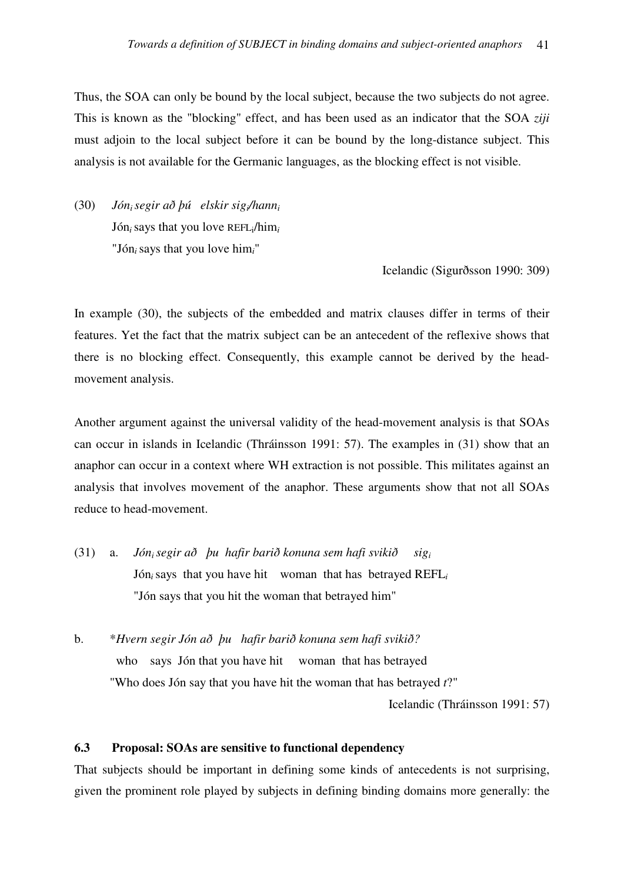Thus, the SOA can only be bound by the local subject, because the two subjects do not agree. This is known as the "blocking" effect, and has been used as an indicator that the SOA *ziji* must adjoin to the local subject before it can be bound by the long-distance subject. This analysis is not available for the Germanic languages, as the blocking effect is not visible.

(30) *Jón$_i$ segir að þú elskir sig$_i$/hann$_i$*
Jón$_i$ says that you love REFL$_i$/him$_i$
"Jón$_i$ says that you love him$_i$"

Icelandic (Sigurðsson 1990: 309)

In example (30), the subjects of the embedded and matrix clauses differ in terms of their features. Yet the fact that the matrix subject can be an antecedent of the reflexive shows that there is no blocking effect. Consequently, this example cannot be derived by the head-movement analysis.

Another argument against the universal validity of the head-movement analysis is that SOAs can occur in islands in Icelandic (Thráinsson 1991: 57). The examples in (31) show that an anaphor can occur in a context where WH extraction is not possible. This militates against an analysis that involves movement of the anaphor. These arguments show that not all SOAs reduce to head-movement.

(31) a. *Jón$_i$ segir að þu hafir barið konuna sem hafi svikið sig$_i$*
Jón$_i$ says that you have hit woman that has betrayed REFL$_i$
"Jón says that you hit the woman that betrayed him"

b. \**Hvern segir Jón að þu hafir barið konuna sem hafi svikið?*
who says Jón that you have hit woman that has betrayed
"Who does Jón say that you have hit the woman that has betrayed *t*?"

Icelandic (Thráinsson 1991: 57)

### 6.3 Proposal: SOAs are sensitive to functional dependency

That subjects should be important in defining some kinds of antecedents is not surprising, given the prominent role played by subjects in defining binding domains more generally: the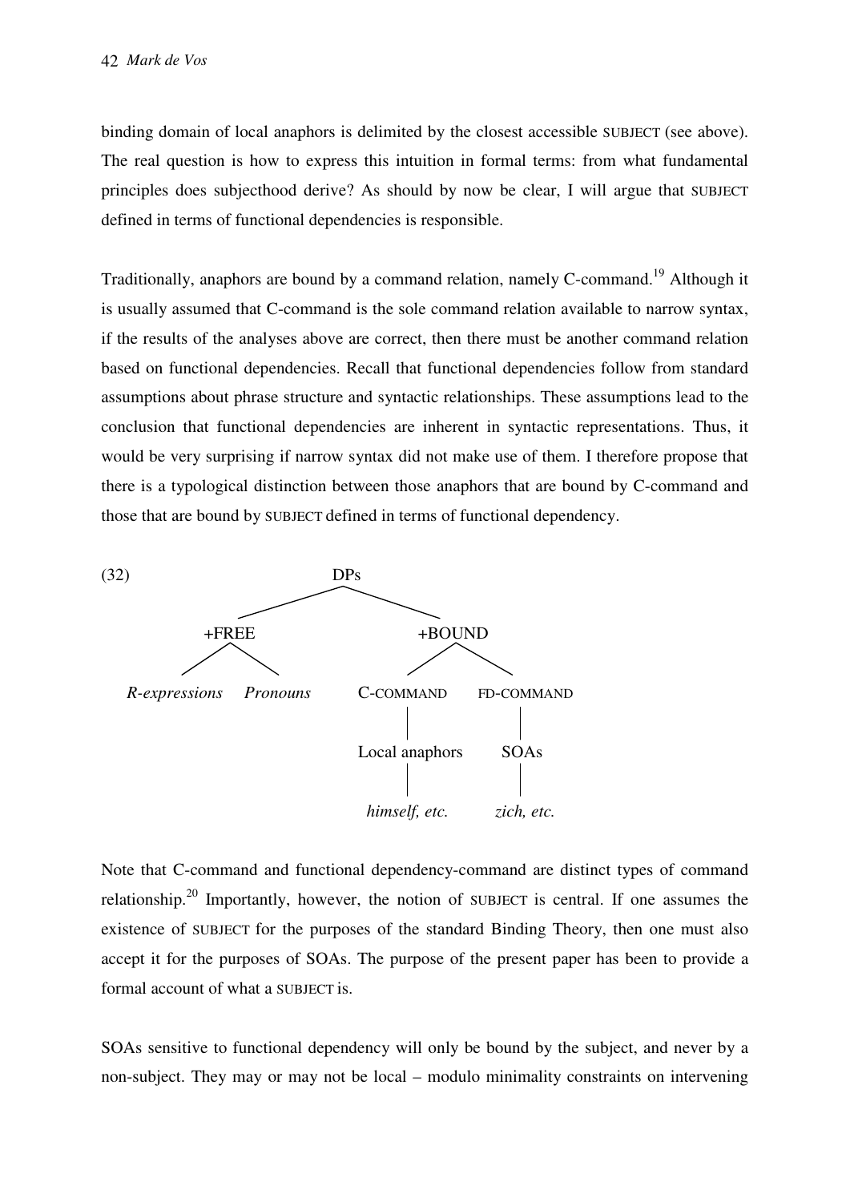binding domain of local anaphors is delimited by the closest accessible SUBJECT (see above). The real question is how to express this intuition in formal terms: from what fundamental principles does subjecthood derive? As should by now be clear, I will argue that SUBJECT defined in terms of functional dependencies is responsible.

Traditionally, anaphors are bound by a command relation, namely C-command.[19] Although it is usually assumed that C-command is the sole command relation available to narrow syntax, if the results of the analyses above are correct, then there must be another command relation based on functional dependencies. Recall that functional dependencies follow from standard assumptions about phrase structure and syntactic relationships. These assumptions lead to the conclusion that functional dependencies are inherent in syntactic representations. Thus, it would be very surprising if narrow syntax did not make use of them. I therefore propose that there is a typological distinction between those anaphors that are bound by C-command and those that are bound by SUBJECT defined in terms of functional dependency.

(32)

```
                         DPs
              ___________|___________
             |                       |
           +FREE                   +BOUND
          ___|___              ______|______
         |       |            |             |
R-expressions  Pronouns   C-COMMAND     FD-COMMAND
                              |             |
                        Local anaphors     SOAs
                              |             |
                        himself, etc.   zich, etc.
```

Note that C-command and functional dependency-command are distinct types of command relationship.[20] Importantly, however, the notion of SUBJECT is central. If one assumes the existence of SUBJECT for the purposes of the standard Binding Theory, then one must also accept it for the purposes of SOAs. The purpose of the present paper has been to provide a formal account of what a SUBJECT is.

SOAs sensitive to functional dependency will only be bound by the subject, and never by a non-subject. They may or may not be local – modulo minimality constraints on intervening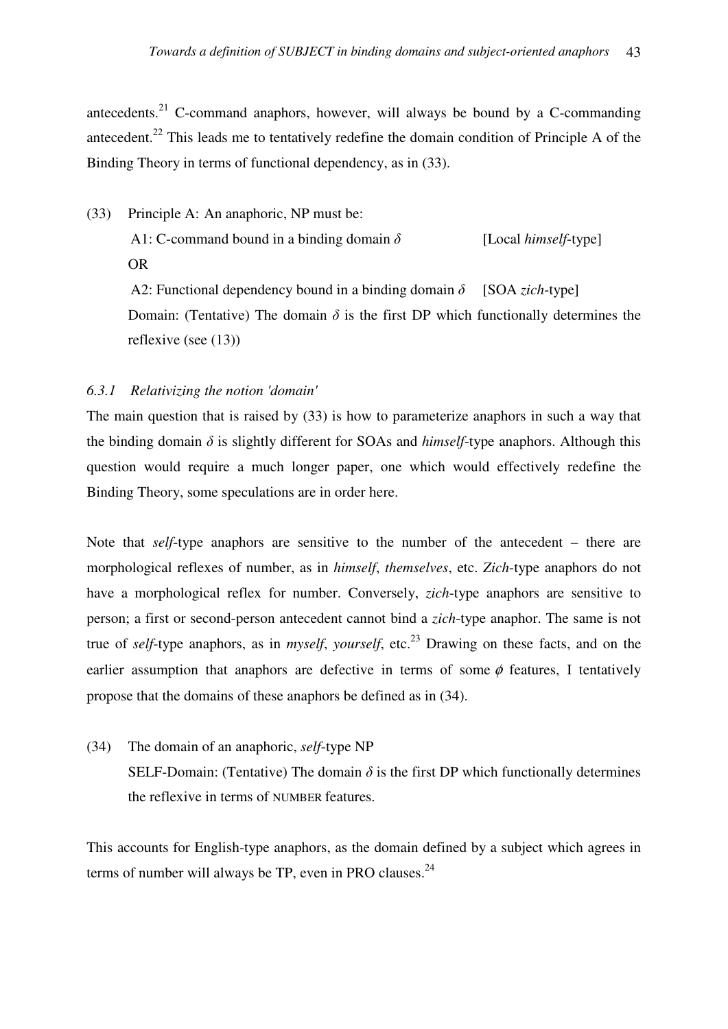antecedents.[21] C-command anaphors, however, will always be bound by a C-commanding antecedent.[22] This leads me to tentatively redefine the domain condition of Principle A of the Binding Theory in terms of functional dependency, as in (33).

(33) Principle A: An anaphoric, NP must be:
 A1: C-command bound in a binding domain $\delta$ [Local *himself*-type]
 OR
 A2: Functional dependency bound in a binding domain $\delta$ [SOA *zich*-type]
 Domain: (Tentative) The domain $\delta$ is the first DP which functionally determines the reflexive (see (13))

### *6.3.1 Relativizing the notion 'domain'*

The main question that is raised by (33) is how to parameterize anaphors in such a way that the binding domain $\delta$ is slightly different for SOAs and *himself*-type anaphors. Although this question would require a much longer paper, one which would effectively redefine the Binding Theory, some speculations are in order here.

Note that *self*-type anaphors are sensitive to the number of the antecedent – there are morphological reflexes of number, as in *himself*, *themselves*, etc. *Zich*-type anaphors do not have a morphological reflex for number. Conversely, *zich*-type anaphors are sensitive to person; a first or second-person antecedent cannot bind a *zich*-type anaphor. The same is not true of *self*-type anaphors, as in *myself*, *yourself*, etc.[23] Drawing on these facts, and on the earlier assumption that anaphors are defective in terms of some $\phi$ features, I tentatively propose that the domains of these anaphors be defined as in (34).

(34) The domain of an anaphoric, *self*-type NP
 SELF-Domain: (Tentative) The domain $\delta$ is the first DP which functionally determines the reflexive in terms of NUMBER features.

This accounts for English-type anaphors, as the domain defined by a subject which agrees in terms of number will always be TP, even in PRO clauses.[24]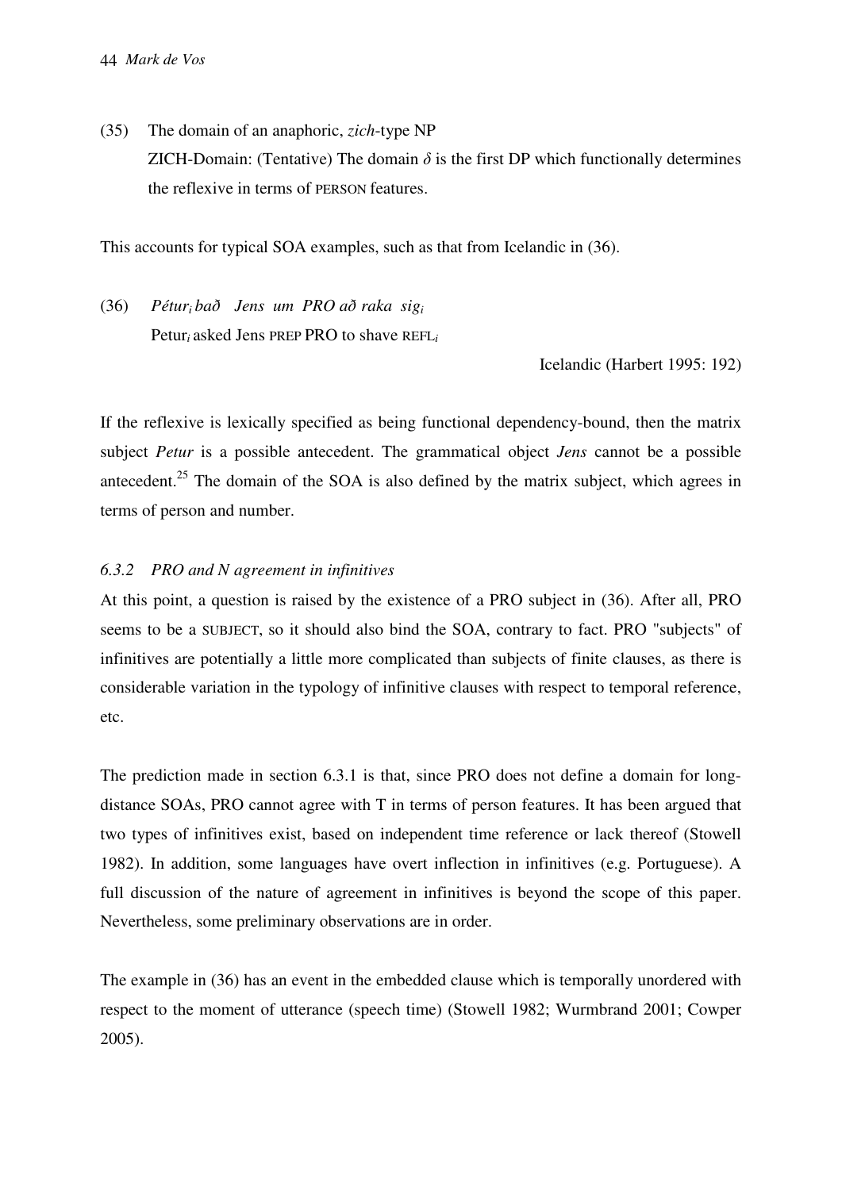(35) The domain of an anaphoric, *zich*-type NP

ZICH-Domain: (Tentative) The domain $\delta$ is the first DP which functionally determines the reflexive in terms of PERSON features.

This accounts for typical SOA examples, such as that from Icelandic in (36).

(36) *Pétur$_i$ bað Jens um PRO að raka sig$_i$*

Petur$_i$ asked Jens PREP PRO to shave REFL$_i$

Icelandic (Harbert 1995: 192)

If the reflexive is lexically specified as being functional dependency-bound, then the matrix subject *Petur* is a possible antecedent. The grammatical object *Jens* cannot be a possible antecedent.[25] The domain of the SOA is also defined by the matrix subject, which agrees in terms of person and number.

### *6.3.2 PRO and N agreement in infinitives*

At this point, a question is raised by the existence of a PRO subject in (36). After all, PRO seems to be a SUBJECT, so it should also bind the SOA, contrary to fact. PRO "subjects" of infinitives are potentially a little more complicated than subjects of finite clauses, as there is considerable variation in the typology of infinitive clauses with respect to temporal reference, etc.

The prediction made in section 6.3.1 is that, since PRO does not define a domain for long-distance SOAs, PRO cannot agree with T in terms of person features. It has been argued that two types of infinitives exist, based on independent time reference or lack thereof (Stowell 1982). In addition, some languages have overt inflection in infinitives (e.g. Portuguese). A full discussion of the nature of agreement in infinitives is beyond the scope of this paper. Nevertheless, some preliminary observations are in order.

The example in (36) has an event in the embedded clause which is temporally unordered with respect to the moment of utterance (speech time) (Stowell 1982; Wurmbrand 2001; Cowper 2005).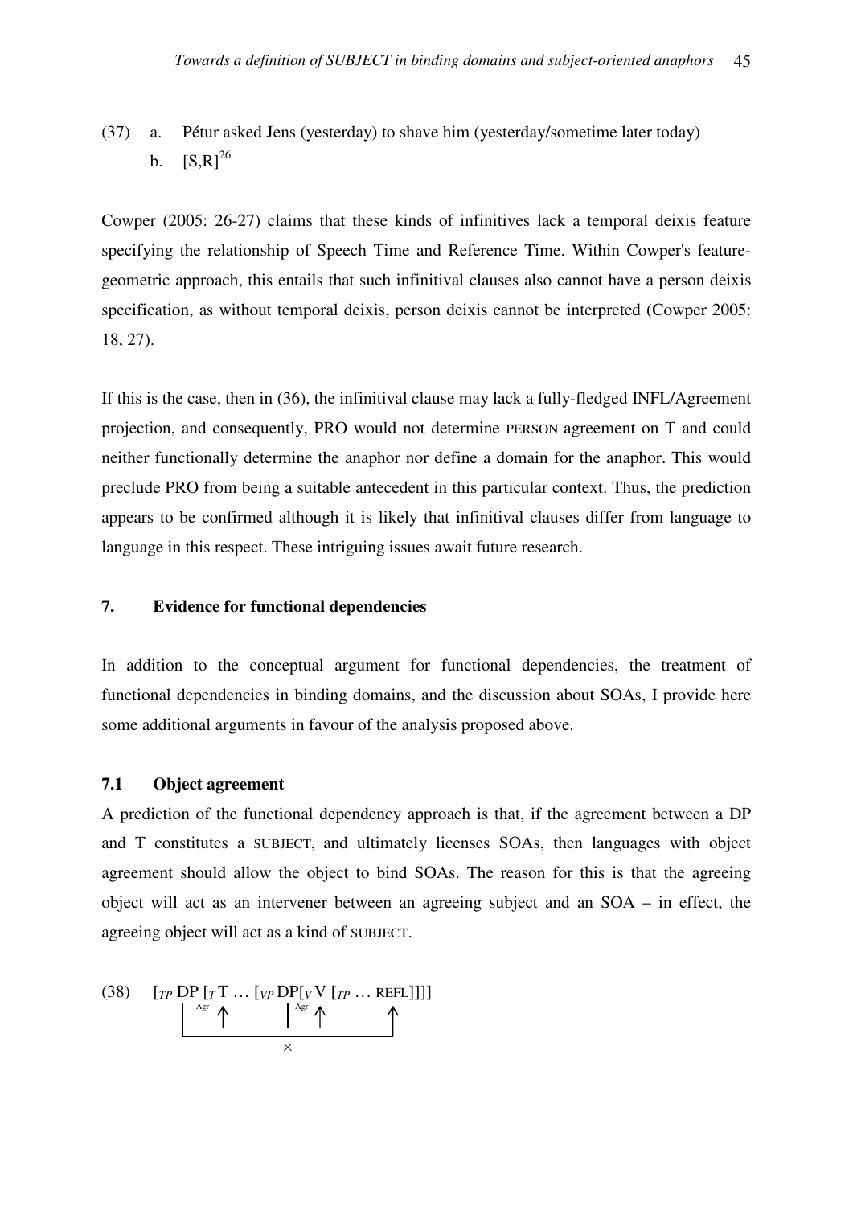(37) a. Pétur asked Jens (yesterday) to shave him (yesterday/sometime later today)

b. [S,R][26]

Cowper (2005: 26-27) claims that these kinds of infinitives lack a temporal deixis feature specifying the relationship of Speech Time and Reference Time. Within Cowper's feature-geometric approach, this entails that such infinitival clauses also cannot have a person deixis specification, as without temporal deixis, person deixis cannot be interpreted (Cowper 2005: 18, 27).

If this is the case, then in (36), the infinitival clause may lack a fully-fledged INFL/Agreement projection, and consequently, PRO would not determine PERSON agreement on T and could neither functionally determine the anaphor nor define a domain for the anaphor. This would preclude PRO from being a suitable antecedent in this particular context. Thus, the prediction appears to be confirmed although it is likely that infinitival clauses differ from language to language in this respect. These intriguing issues await future research.

## 7. Evidence for functional dependencies

In addition to the conceptual argument for functional dependencies, the treatment of functional dependencies in binding domains, and the discussion about SOAs, I provide here some additional arguments in favour of the analysis proposed above.

### 7.1 Object agreement

A prediction of the functional dependency approach is that, if the agreement between a DP and T constitutes a SUBJECT, and ultimately licenses SOAs, then languages with object agreement should allow the object to bind SOAs. The reason for this is that the agreeing object will act as an intervener between an agreeing subject and an SOA – in effect, the agreeing object will act as a kind of SUBJECT.

(38) [$_{TP}$ DP [$_{T}$ T … [$_{VP}$ DP[$_{V}$ V [$_{TP}$ … REFL]]]]

(Agr arrow from subject DP to T; Agr arrow from object DP to V; arrow from subject DP to REFL blocked: ×)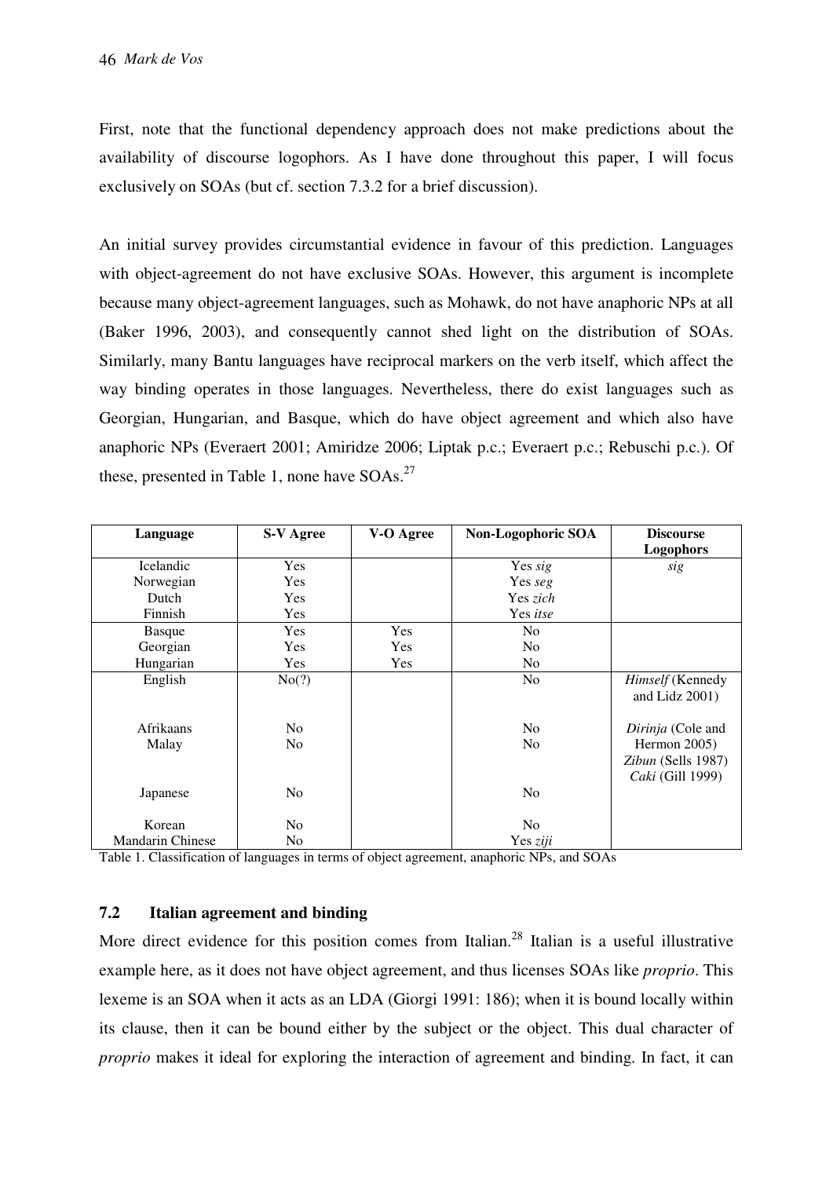First, note that the functional dependency approach does not make predictions about the availability of discourse logophors. As I have done throughout this paper, I will focus exclusively on SOAs (but cf. section 7.3.2 for a brief discussion).

An initial survey provides circumstantial evidence in favour of this prediction. Languages with object-agreement do not have exclusive SOAs. However, this argument is incomplete because many object-agreement languages, such as Mohawk, do not have anaphoric NPs at all (Baker 1996, 2003), and consequently cannot shed light on the distribution of SOAs. Similarly, many Bantu languages have reciprocal markers on the verb itself, which affect the way binding operates in those languages. Nevertheless, there do exist languages such as Georgian, Hungarian, and Basque, which do have object agreement and which also have anaphoric NPs (Everaert 2001; Amiridze 2006; Liptak p.c.; Everaert p.c.; Rebuschi p.c.). Of these, presented in Table 1, none have SOAs.[27]

| Language | S-V Agree | V-O Agree | Non-Logophoric SOA | Discourse Logophors |
|---|---|---|---|---|
| Icelandic | Yes | | Yes *sig* | *sig* |
| Norwegian | Yes | | Yes *seg* | |
| Dutch | Yes | | Yes *zich* | |
| Finnish | Yes | | Yes *itse* | |
| Basque | Yes | Yes | No | |
| Georgian | Yes | Yes | No | |
| Hungarian | Yes | Yes | No | |
| English | No(?) | | No | *Himself* (Kennedy and Lidz 2001) |
| Afrikaans | No | | No | |
| Malay | No | | No | *Dirinja* (Cole and Hermon 2005) |
| Japanese | No | | No | *Zibun* (Sells 1987) |
| Korean | No | | No | *Caki* (Gill 1999) |
| Mandarin Chinese | No | | Yes *ziji* | |

Table 1. Classification of languages in terms of object agreement, anaphoric NPs, and SOAs

### 7.2 Italian agreement and binding

More direct evidence for this position comes from Italian.[28] Italian is a useful illustrative example here, as it does not have object agreement, and thus licenses SOAs like *proprio*. This lexeme is an SOA when it acts as an LDA (Giorgi 1991: 186); when it is bound locally within its clause, then it can be bound either by the subject or the object. This dual character of *proprio* makes it ideal for exploring the interaction of agreement and binding. In fact, it can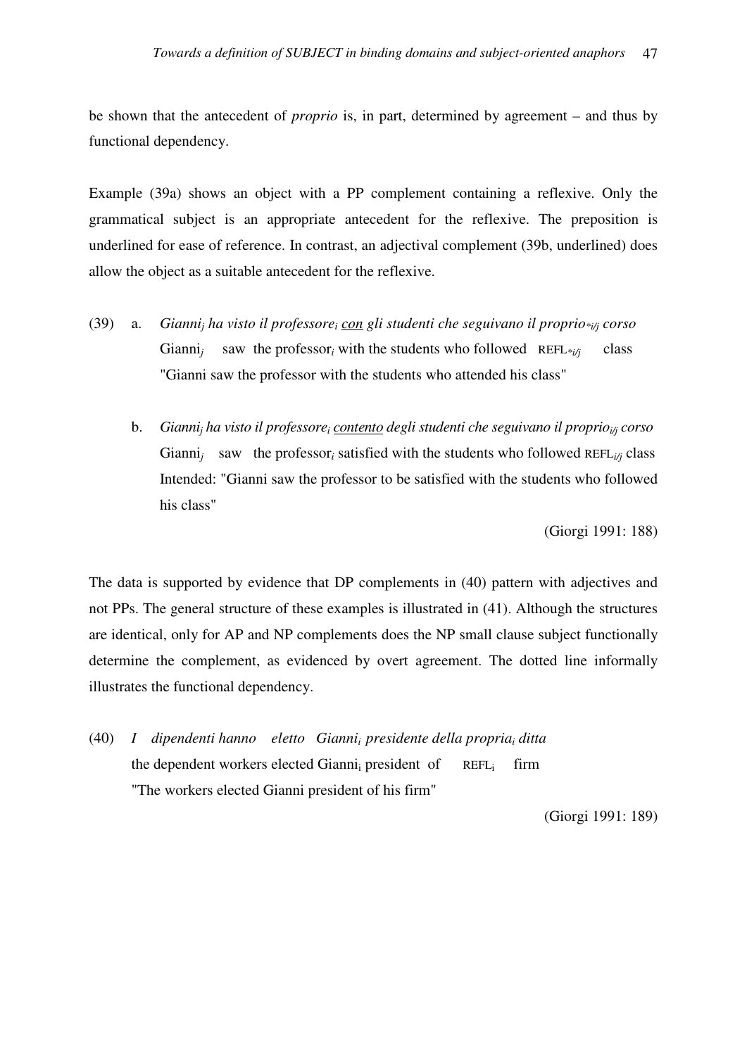be shown that the antecedent of *proprio* is, in part, determined by agreement – and thus by functional dependency.

Example (39a) shows an object with a PP complement containing a reflexive. Only the grammatical subject is an appropriate antecedent for the reflexive. The preposition is underlined for ease of reference. In contrast, an adjectival complement (39b, underlined) does allow the object as a suitable antecedent for the reflexive.

(39) a. *Gianni$_j$ ha visto il professore$_i$ <u>con</u> gli studenti che seguivano il proprio$_{*i/j}$ corso*
Gianni$_j$ saw the professor$_i$ with the students who followed REFL$_{*i/j}$ class
"Gianni saw the professor with the students who attended his class"

b. *Gianni$_j$ ha visto il professore$_i$ <u>contento</u> degli studenti che seguivano il proprio$_{i/j}$ corso*
Gianni$_j$ saw the professor$_i$ satisfied with the students who followed REFL$_{i/j}$ class
Intended: "Gianni saw the professor to be satisfied with the students who followed his class"

(Giorgi 1991: 188)

The data is supported by evidence that DP complements in (40) pattern with adjectives and not PPs. The general structure of these examples is illustrated in (41). Although the structures are identical, only for AP and NP complements does the NP small clause subject functionally determine the complement, as evidenced by overt agreement. The dotted line informally illustrates the functional dependency.

(40) *I dipendenti hanno eletto Gianni$_i$ presidente della propria$_i$ ditta*
the dependent workers elected Gianni$_i$ president of REFL$_i$ firm
"The workers elected Gianni president of his firm"

(Giorgi 1991: 189)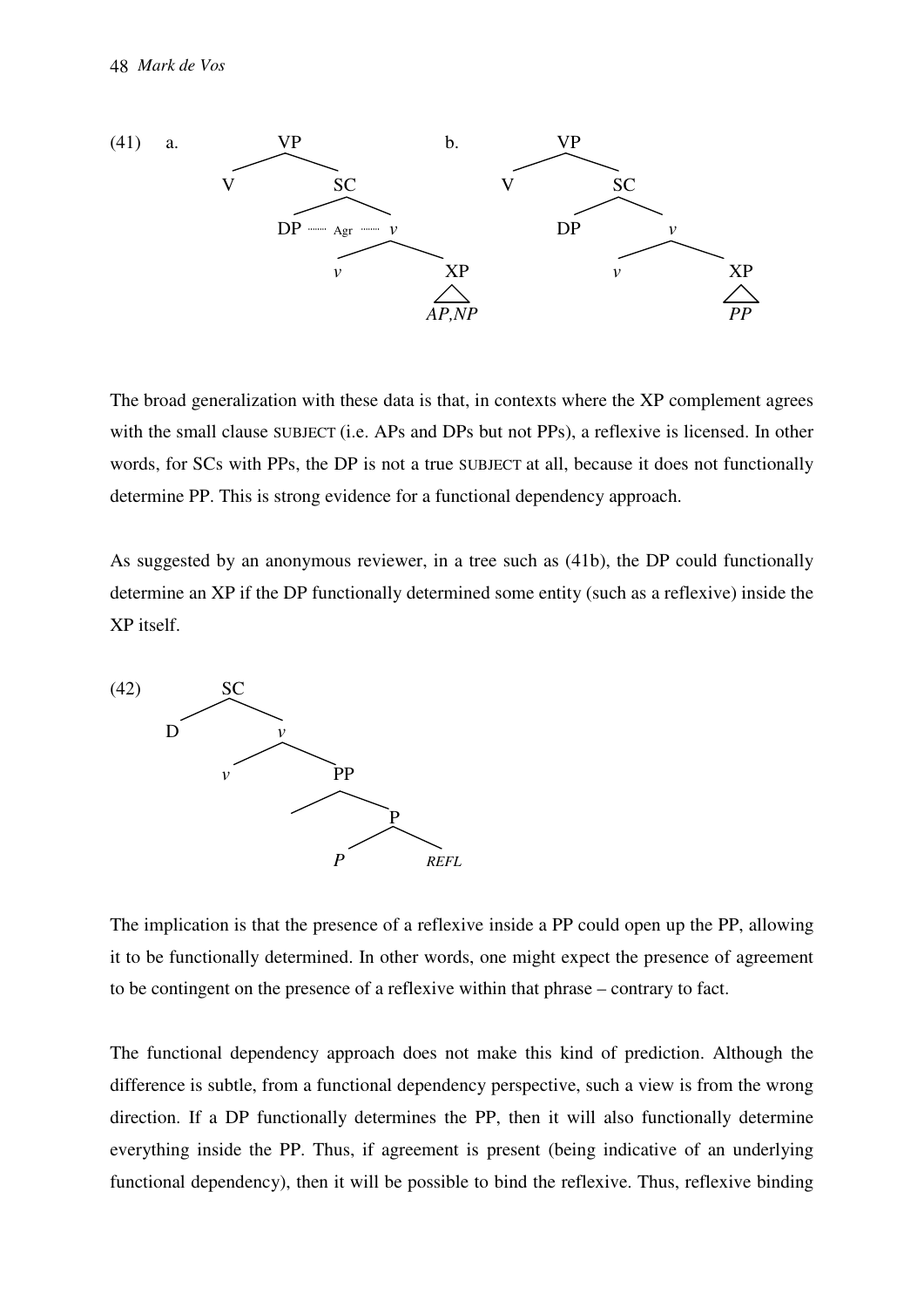(41) a. [VP V [SC DP ······· Agr ······· *v* [*v* *v* XP(*AP,NP*)]]]

b. [VP V [SC DP [*v* *v* XP(*PP*)]]]

The broad generalization with these data is that, in contexts where the XP complement agrees with the small clause SUBJECT (i.e. APs and DPs but not PPs), a reflexive is licensed. In other words, for SCs with PPs, the DP is not a true SUBJECT at all, because it does not functionally determine PP. This is strong evidence for a functional dependency approach.

As suggested by an anonymous reviewer, in a tree such as (41b), the DP could functionally determine an XP if the DP functionally determined some entity (such as a reflexive) inside the XP itself.

(42) [SC D [*v* *v* [PP [P *P* *REFL*]]]]

The implication is that the presence of a reflexive inside a PP could open up the PP, allowing it to be functionally determined. In other words, one might expect the presence of agreement to be contingent on the presence of a reflexive within that phrase – contrary to fact.

The functional dependency approach does not make this kind of prediction. Although the difference is subtle, from a functional dependency perspective, such a view is from the wrong direction. If a DP functionally determines the PP, then it will also functionally determine everything inside the PP. Thus, if agreement is present (being indicative of an underlying functional dependency), then it will be possible to bind the reflexive. Thus, reflexive binding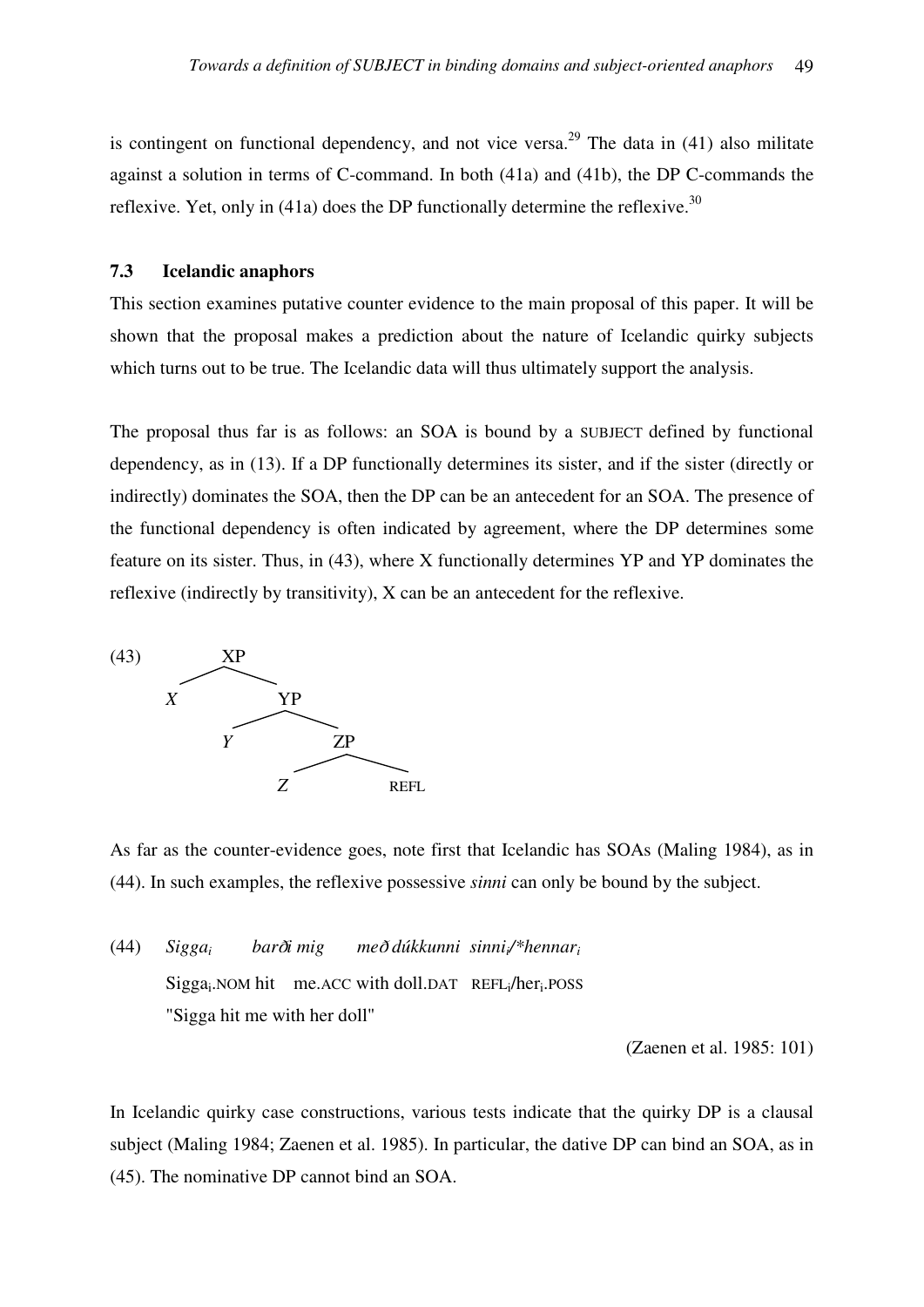is contingent on functional dependency, and not vice versa.[29] The data in (41) also militate against a solution in terms of C-command. In both (41a) and (41b), the DP C-commands the reflexive. Yet, only in (41a) does the DP functionally determine the reflexive.[30]

### 7.3 Icelandic anaphors

This section examines putative counter evidence to the main proposal of this paper. It will be shown that the proposal makes a prediction about the nature of Icelandic quirky subjects which turns out to be true. The Icelandic data will thus ultimately support the analysis.

The proposal thus far is as follows: an SOA is bound by a SUBJECT defined by functional dependency, as in (13). If a DP functionally determines its sister, and if the sister (directly or indirectly) dominates the SOA, then the DP can be an antecedent for an SOA. The presence of the functional dependency is often indicated by agreement, where the DP determines some feature on its sister. Thus, in (43), where X functionally determines YP and YP dominates the reflexive (indirectly by transitivity), X can be an antecedent for the reflexive.

```
(43)        XP
           /  \
          X    YP
              /  \
             Y    ZP
                 /  \
                Z    REFL
```

As far as the counter-evidence goes, note first that Icelandic has SOAs (Maling 1984), as in (44). In such examples, the reflexive possessive *sinni* can only be bound by the subject.

(44) *Sigga$_i$ barði mig með dúkkunni sinni$_i$/\*hennar$_i$*
Sigga$_i$.NOM hit me.ACC with doll.DAT REFL$_i$/her$_i$.POSS
"Sigga hit me with her doll"

(Zaenen et al. 1985: 101)

In Icelandic quirky case constructions, various tests indicate that the quirky DP is a clausal subject (Maling 1984; Zaenen et al. 1985). In particular, the dative DP can bind an SOA, as in (45). The nominative DP cannot bind an SOA.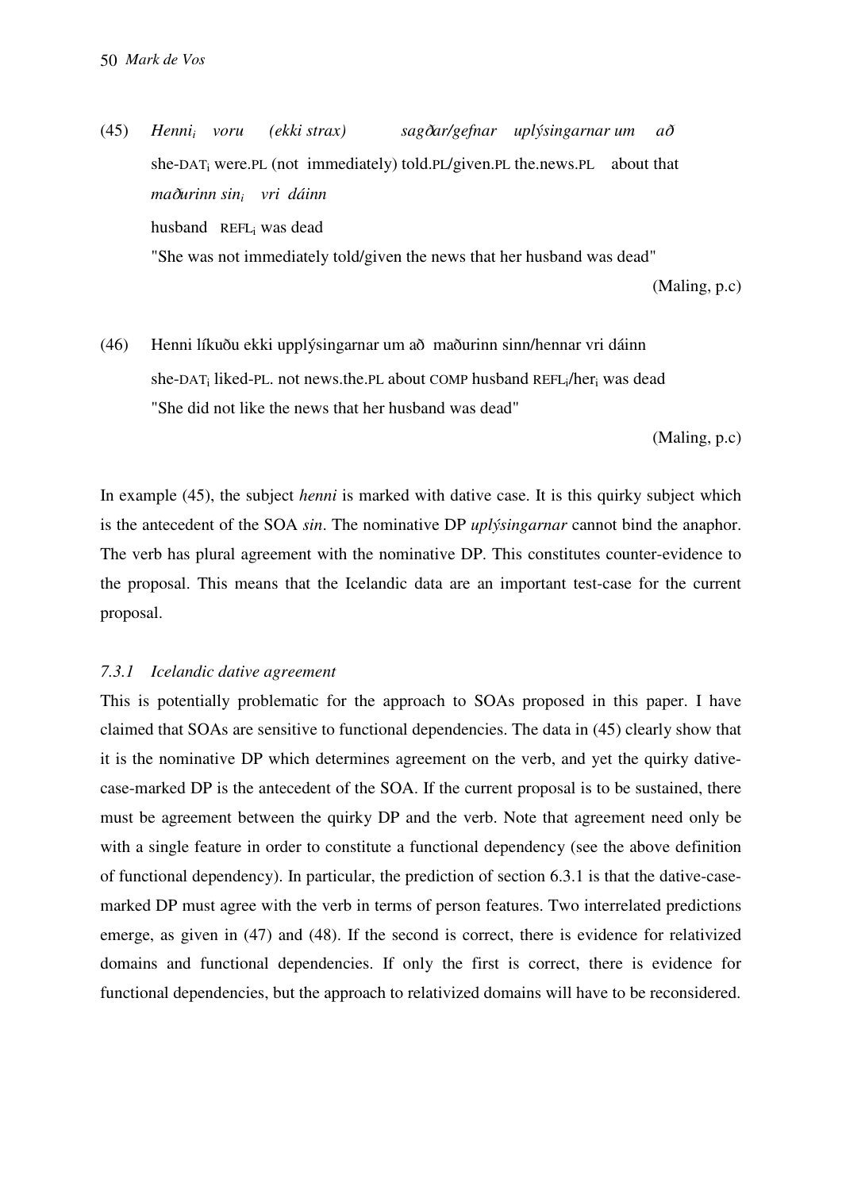(45) *Henni$_i$ voru (ekki strax) sagðar/gefnar uplýsingarnar um að maðurinn sin$_i$ vri dáinn*
she-DAT$_i$ were.PL (not immediately) told.PL/given.PL the.news.PL about that husband REFL$_i$ was dead
"She was not immediately told/given the news that her husband was dead"
(Maling, p.c)

(46) Henni líkuðu ekki upplýsingarnar um að maðurinn sinn/hennar vri dáinn
she-DAT$_i$ liked-PL. not news.the.PL about COMP husband REFL$_i$/her$_i$ was dead
"She did not like the news that her husband was dead"
(Maling, p.c)

In example (45), the subject *henni* is marked with dative case. It is this quirky subject which is the antecedent of the SOA *sin*. The nominative DP *uplýsingarnar* cannot bind the anaphor. The verb has plural agreement with the nominative DP. This constitutes counter-evidence to the proposal. This means that the Icelandic data are an important test-case for the current proposal.

### *7.3.1 Icelandic dative agreement*

This is potentially problematic for the approach to SOAs proposed in this paper. I have claimed that SOAs are sensitive to functional dependencies. The data in (45) clearly show that it is the nominative DP which determines agreement on the verb, and yet the quirky dative-case-marked DP is the antecedent of the SOA. If the current proposal is to be sustained, there must be agreement between the quirky DP and the verb. Note that agreement need only be with a single feature in order to constitute a functional dependency (see the above definition of functional dependency). In particular, the prediction of section 6.3.1 is that the dative-case-marked DP must agree with the verb in terms of person features. Two interrelated predictions emerge, as given in (47) and (48). If the second is correct, there is evidence for relativized domains and functional dependencies. If only the first is correct, there is evidence for functional dependencies, but the approach to relativized domains will have to be reconsidered.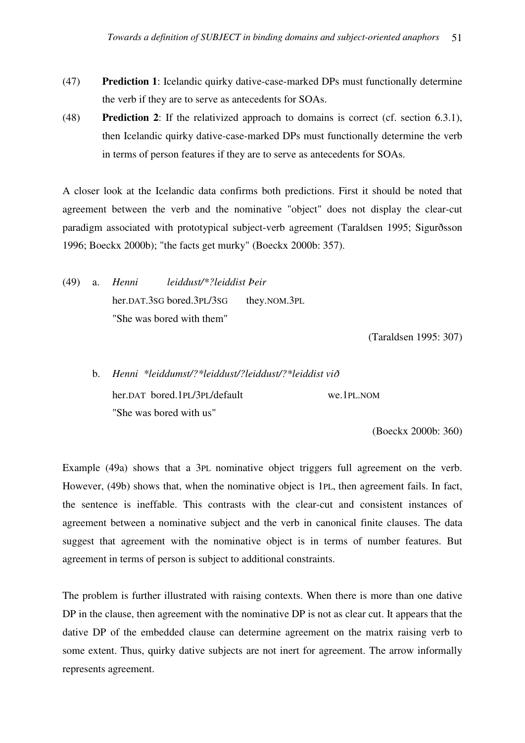(47) **Prediction 1**: Icelandic quirky dative-case-marked DPs must functionally determine the verb if they are to serve as antecedents for SOAs.

(48) **Prediction 2**: If the relativized approach to domains is correct (cf. section 6.3.1), then Icelandic quirky dative-case-marked DPs must functionally determine the verb in terms of person features if they are to serve as antecedents for SOAs.

A closer look at the Icelandic data confirms both predictions. First it should be noted that agreement between the verb and the nominative "object" does not display the clear-cut paradigm associated with prototypical subject-verb agreement (Taraldsen 1995; Sigurðsson 1996; Boeckx 2000b); "the facts get murky" (Boeckx 2000b: 357).

(49) a. *Henni leiddust/*?leiddist Þeir*
her.DAT.3SG bored.3PL/3SG they.NOM.3PL
"She was bored with them"
(Taraldsen 1995: 307)

b. *Henni *leiddumst/?*leiddust/?leiddust/?*leiddist við*
her.DAT bored.1PL/3PL/default we.1PL.NOM
"She was bored with us"
(Boeckx 2000b: 360)

Example (49a) shows that a 3PL nominative object triggers full agreement on the verb. However, (49b) shows that, when the nominative object is 1PL, then agreement fails. In fact, the sentence is ineffable. This contrasts with the clear-cut and consistent instances of agreement between a nominative subject and the verb in canonical finite clauses. The data suggest that agreement with the nominative object is in terms of number features. But agreement in terms of person is subject to additional constraints.

The problem is further illustrated with raising contexts. When there is more than one dative DP in the clause, then agreement with the nominative DP is not as clear cut. It appears that the dative DP of the embedded clause can determine agreement on the matrix raising verb to some extent. Thus, quirky dative subjects are not inert for agreement. The arrow informally represents agreement.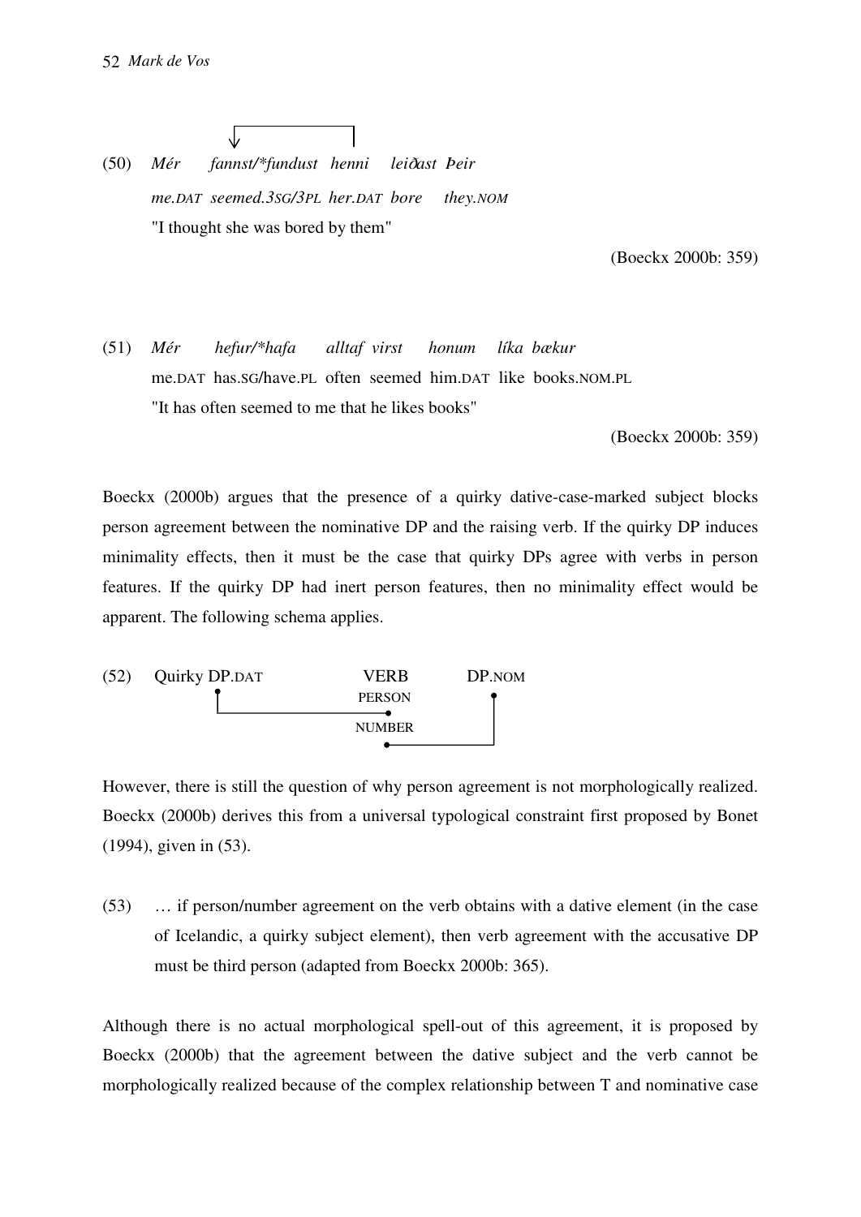(50) *Mér fannst/\*fundust henni leiðast Þeir*
*me.DAT seemed.3SG/3PL her.DAT bore they.NOM*
"I thought she was bored by them"

(Boeckx 2000b: 359)

(51) *Mér hefur/\*hafa alltaf virst honum líka bækur*
me.DAT has.SG/have.PL often seemed him.DAT like books.NOM.PL
"It has often seemed to me that he likes books"

(Boeckx 2000b: 359)

Boeckx (2000b) argues that the presence of a quirky dative-case-marked subject blocks person agreement between the nominative DP and the raising verb. If the quirky DP induces minimality effects, then it must be the case that quirky DPs agree with verbs in person features. If the quirky DP had inert person features, then no minimality effect would be apparent. The following schema applies.

(52) Quirky DP.DAT VERB DP.NOM
PERSON
NUMBER

However, there is still the question of why person agreement is not morphologically realized. Boeckx (2000b) derives this from a universal typological constraint first proposed by Bonet (1994), given in (53).

(53) … if person/number agreement on the verb obtains with a dative element (in the case of Icelandic, a quirky subject element), then verb agreement with the accusative DP must be third person (adapted from Boeckx 2000b: 365).

Although there is no actual morphological spell-out of this agreement, it is proposed by Boeckx (2000b) that the agreement between the dative subject and the verb cannot be morphologically realized because of the complex relationship between T and nominative case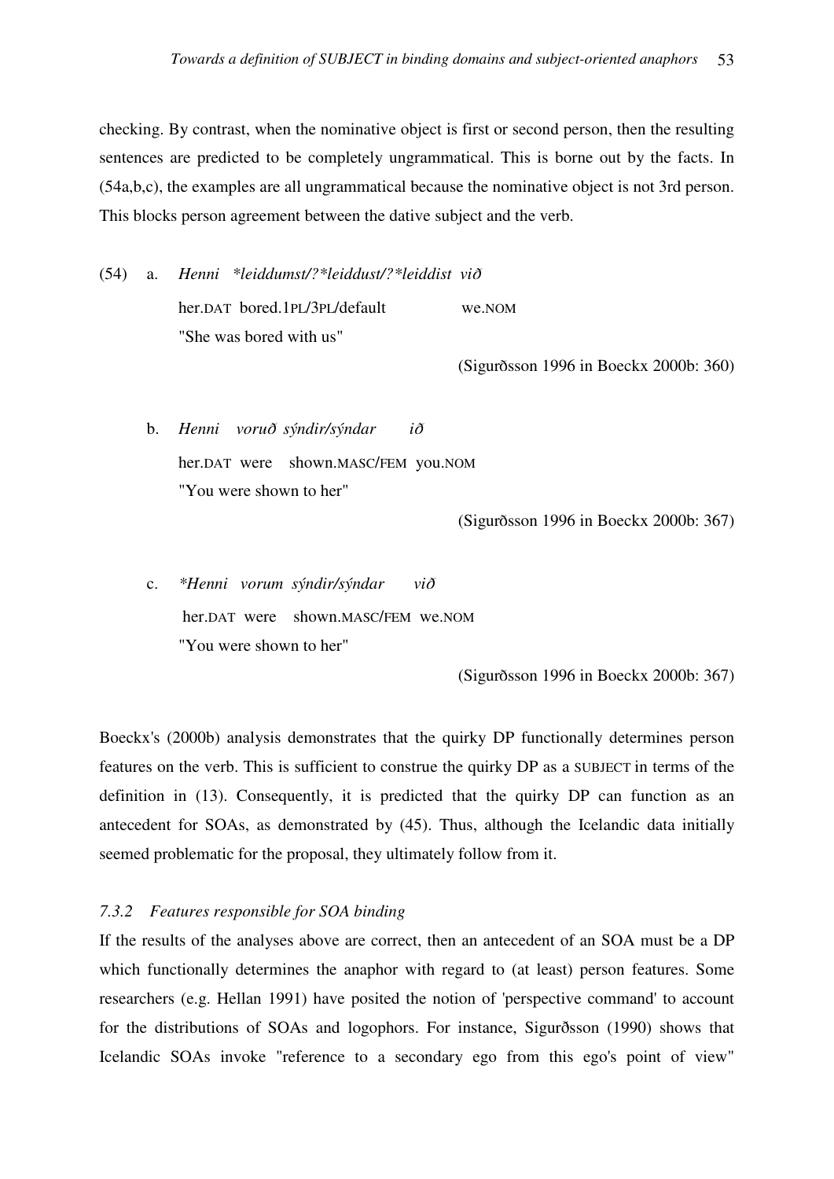checking. By contrast, when the nominative object is first or second person, then the resulting sentences are predicted to be completely ungrammatical. This is borne out by the facts. In (54a,b,c), the examples are all ungrammatical because the nominative object is not 3rd person. This blocks person agreement between the dative subject and the verb.

(54) a. *Henni \*leiddumst/?\*leiddust/?\*leiddist við*
her.DAT bored.1PL/3PL/default we.NOM
"She was bored with us"
(Sigurðsson 1996 in Boeckx 2000b: 360)

b. *Henni voruð sýndir/sýndar ið*
her.DAT were shown.MASC/FEM you.NOM
"You were shown to her"
(Sigurðsson 1996 in Boeckx 2000b: 367)

c. *\*Henni vorum sýndir/sýndar við*
her.DAT were shown.MASC/FEM we.NOM
"You were shown to her"
(Sigurðsson 1996 in Boeckx 2000b: 367)

Boeckx's (2000b) analysis demonstrates that the quirky DP functionally determines person features on the verb. This is sufficient to construe the quirky DP as a SUBJECT in terms of the definition in (13). Consequently, it is predicted that the quirky DP can function as an antecedent for SOAs, as demonstrated by (45). Thus, although the Icelandic data initially seemed problematic for the proposal, they ultimately follow from it.

### *7.3.2 Features responsible for SOA binding*

If the results of the analyses above are correct, then an antecedent of an SOA must be a DP which functionally determines the anaphor with regard to (at least) person features. Some researchers (e.g. Hellan 1991) have posited the notion of 'perspective command' to account for the distributions of SOAs and logophors. For instance, Sigurðsson (1990) shows that Icelandic SOAs invoke "reference to a secondary ego from this ego's point of view"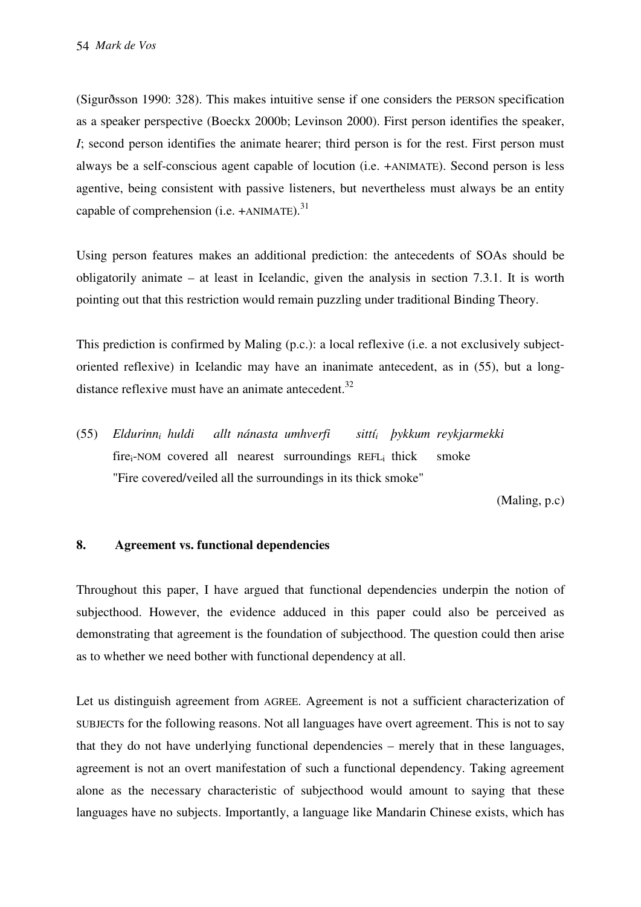(Sigurðsson 1990: 328). This makes intuitive sense if one considers the PERSON specification as a speaker perspective (Boeckx 2000b; Levinson 2000). First person identifies the speaker, *I*; second person identifies the animate hearer; third person is for the rest. First person must always be a self-conscious agent capable of locution (i.e. +ANIMATE). Second person is less agentive, being consistent with passive listeners, but nevertheless must always be an entity capable of comprehension (i.e. +ANIMATE).[31]

Using person features makes an additional prediction: the antecedents of SOAs should be obligatorily animate – at least in Icelandic, given the analysis in section 7.3.1. It is worth pointing out that this restriction would remain puzzling under traditional Binding Theory.

This prediction is confirmed by Maling (p.c.): a local reflexive (i.e. a not exclusively subject-oriented reflexive) in Icelandic may have an inanimate antecedent, as in (55), but a long-distance reflexive must have an animate antecedent.[32]

(55) *Eldurinn$_i$ huldi allt nánasta umhverfi sittí$_i$ þykkum reykjarmekki*
fire$_i$-NOM covered all nearest surroundings REFL$_i$ thick smoke
"Fire covered/veiled all the surroundings in its thick smoke"

(Maling, p.c)

## 8. Agreement vs. functional dependencies

Throughout this paper, I have argued that functional dependencies underpin the notion of subjecthood. However, the evidence adduced in this paper could also be perceived as demonstrating that agreement is the foundation of subjecthood. The question could then arise as to whether we need bother with functional dependency at all.

Let us distinguish agreement from AGREE. Agreement is not a sufficient characterization of SUBJECTs for the following reasons. Not all languages have overt agreement. This is not to say that they do not have underlying functional dependencies – merely that in these languages, agreement is not an overt manifestation of such a functional dependency. Taking agreement alone as the necessary characteristic of subjecthood would amount to saying that these languages have no subjects. Importantly, a language like Mandarin Chinese exists, which has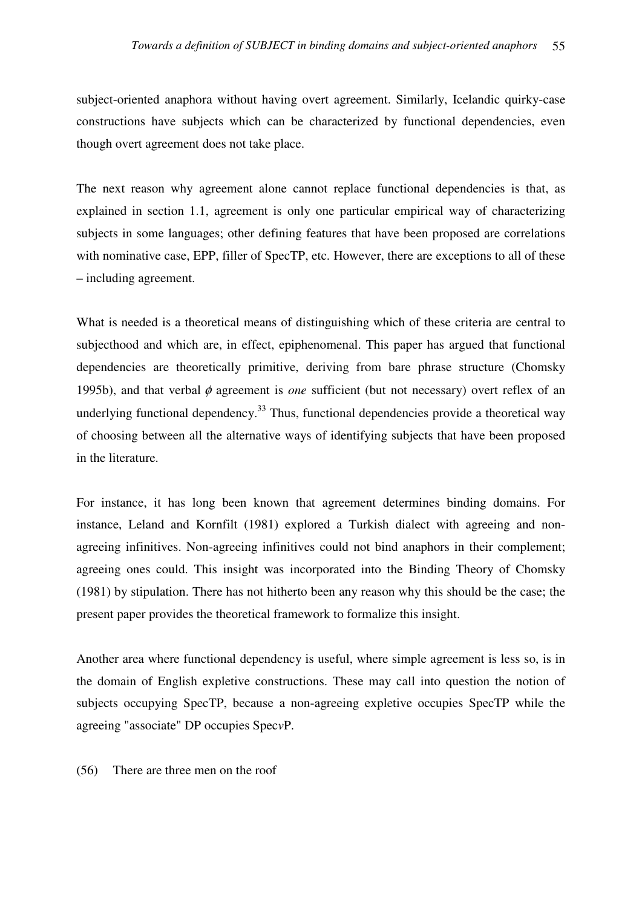subject-oriented anaphora without having overt agreement. Similarly, Icelandic quirky-case constructions have subjects which can be characterized by functional dependencies, even though overt agreement does not take place.

The next reason why agreement alone cannot replace functional dependencies is that, as explained in section 1.1, agreement is only one particular empirical way of characterizing subjects in some languages; other defining features that have been proposed are correlations with nominative case, EPP, filler of SpecTP, etc. However, there are exceptions to all of these – including agreement.

What is needed is a theoretical means of distinguishing which of these criteria are central to subjecthood and which are, in effect, epiphenomenal. This paper has argued that functional dependencies are theoretically primitive, deriving from bare phrase structure (Chomsky 1995b), and that verbal $\phi$ agreement is *one* sufficient (but not necessary) overt reflex of an underlying functional dependency.[33] Thus, functional dependencies provide a theoretical way of choosing between all the alternative ways of identifying subjects that have been proposed in the literature.

For instance, it has long been known that agreement determines binding domains. For instance, Leland and Kornfilt (1981) explored a Turkish dialect with agreeing and non-agreeing infinitives. Non-agreeing infinitives could not bind anaphors in their complement; agreeing ones could. This insight was incorporated into the Binding Theory of Chomsky (1981) by stipulation. There has not hitherto been any reason why this should be the case; the present paper provides the theoretical framework to formalize this insight.

Another area where functional dependency is useful, where simple agreement is less so, is in the domain of English expletive constructions. These may call into question the notion of subjects occupying SpecTP, because a non-agreeing expletive occupies SpecTP while the agreeing "associate" DP occupies Spec*v*P.

(56) There are three men on the roof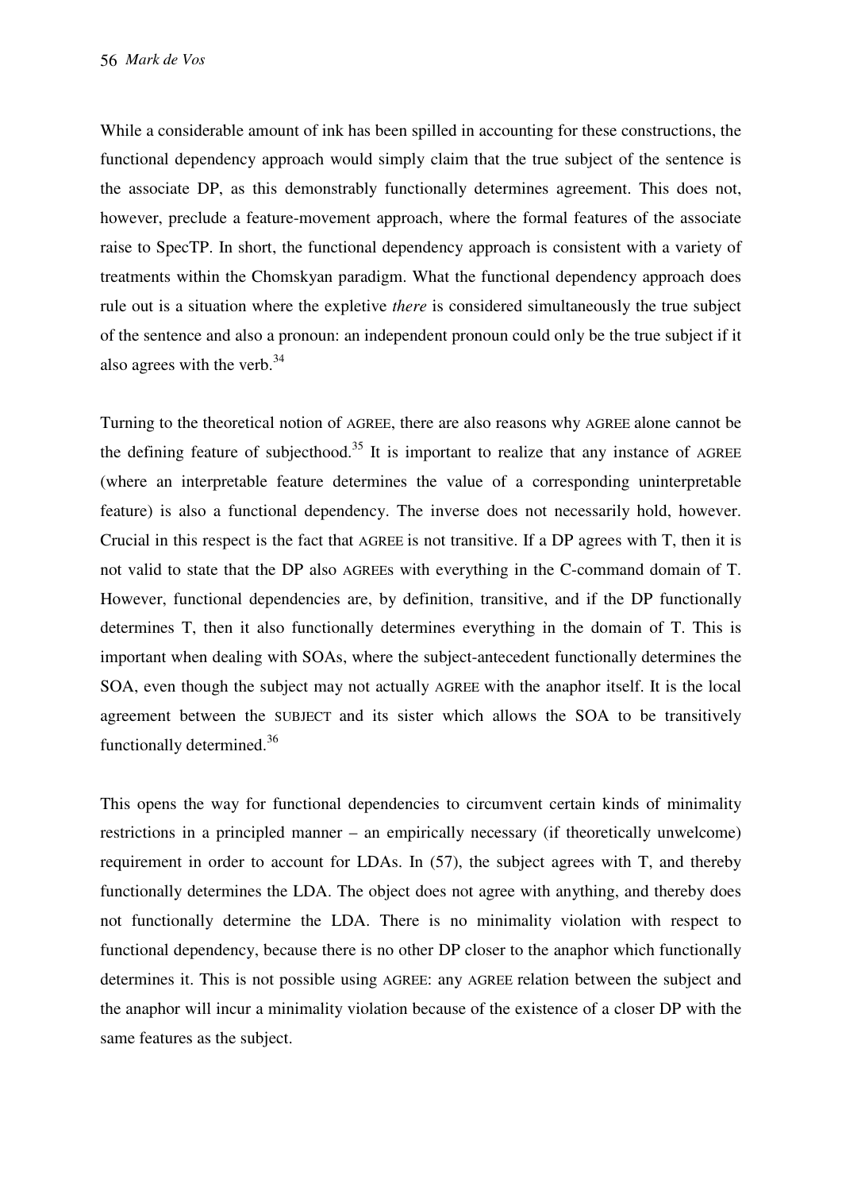While a considerable amount of ink has been spilled in accounting for these constructions, the functional dependency approach would simply claim that the true subject of the sentence is the associate DP, as this demonstrably functionally determines agreement. This does not, however, preclude a feature-movement approach, where the formal features of the associate raise to SpecTP. In short, the functional dependency approach is consistent with a variety of treatments within the Chomskyan paradigm. What the functional dependency approach does rule out is a situation where the expletive *there* is considered simultaneously the true subject of the sentence and also a pronoun: an independent pronoun could only be the true subject if it also agrees with the verb.[34]

Turning to the theoretical notion of AGREE, there are also reasons why AGREE alone cannot be the defining feature of subjecthood.[35] It is important to realize that any instance of AGREE (where an interpretable feature determines the value of a corresponding uninterpretable feature) is also a functional dependency. The inverse does not necessarily hold, however. Crucial in this respect is the fact that AGREE is not transitive. If a DP agrees with T, then it is not valid to state that the DP also AGREEs with everything in the C-command domain of T. However, functional dependencies are, by definition, transitive, and if the DP functionally determines T, then it also functionally determines everything in the domain of T. This is important when dealing with SOAs, where the subject-antecedent functionally determines the SOA, even though the subject may not actually AGREE with the anaphor itself. It is the local agreement between the SUBJECT and its sister which allows the SOA to be transitively functionally determined.[36]

This opens the way for functional dependencies to circumvent certain kinds of minimality restrictions in a principled manner – an empirically necessary (if theoretically unwelcome) requirement in order to account for LDAs. In (57), the subject agrees with T, and thereby functionally determines the LDA. The object does not agree with anything, and thereby does not functionally determine the LDA. There is no minimality violation with respect to functional dependency, because there is no other DP closer to the anaphor which functionally determines it. This is not possible using AGREE: any AGREE relation between the subject and the anaphor will incur a minimality violation because of the existence of a closer DP with the same features as the subject.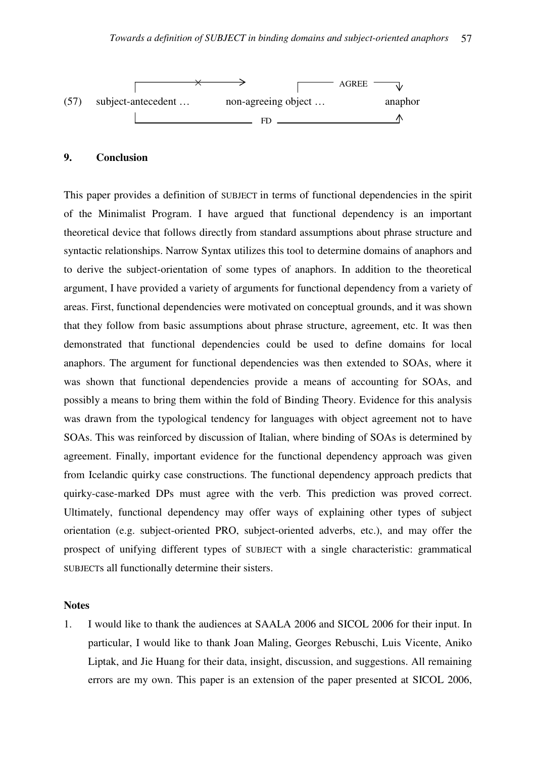(57) subject-antecedent … non-agreeing object … anaphor

(Diagram: an arrow from subject-antecedent toward the non-agreeing object is marked ×; AGREE arrow from non-agreeing object to anaphor; FD arrow from subject-antecedent to anaphor.)

## 9. Conclusion

This paper provides a definition of SUBJECT in terms of functional dependencies in the spirit of the Minimalist Program. I have argued that functional dependency is an important theoretical device that follows directly from standard assumptions about phrase structure and syntactic relationships. Narrow Syntax utilizes this tool to determine domains of anaphors and to derive the subject-orientation of some types of anaphors. In addition to the theoretical argument, I have provided a variety of arguments for functional dependency from a variety of areas. First, functional dependencies were motivated on conceptual grounds, and it was shown that they follow from basic assumptions about phrase structure, agreement, etc. It was then demonstrated that functional dependencies could be used to define domains for local anaphors. The argument for functional dependencies was then extended to SOAs, where it was shown that functional dependencies provide a means of accounting for SOAs, and possibly a means to bring them within the fold of Binding Theory. Evidence for this analysis was drawn from the typological tendency for languages with object agreement not to have SOAs. This was reinforced by discussion of Italian, where binding of SOAs is determined by agreement. Finally, important evidence for the functional dependency approach was given from Icelandic quirky case constructions. The functional dependency approach predicts that quirky-case-marked DPs must agree with the verb. This prediction was proved correct. Ultimately, functional dependency may offer ways of explaining other types of subject orientation (e.g. subject-oriented PRO, subject-oriented adverbs, etc.), and may offer the prospect of unifying different types of SUBJECT with a single characteristic: grammatical SUBJECTs all functionally determine their sisters.

### Notes

1. I would like to thank the audiences at SAALA 2006 and SICOL 2006 for their input. In particular, I would like to thank Joan Maling, Georges Rebuschi, Luis Vicente, Aniko Liptak, and Jie Huang for their data, insight, discussion, and suggestions. All remaining errors are my own. This paper is an extension of the paper presented at SICOL 2006,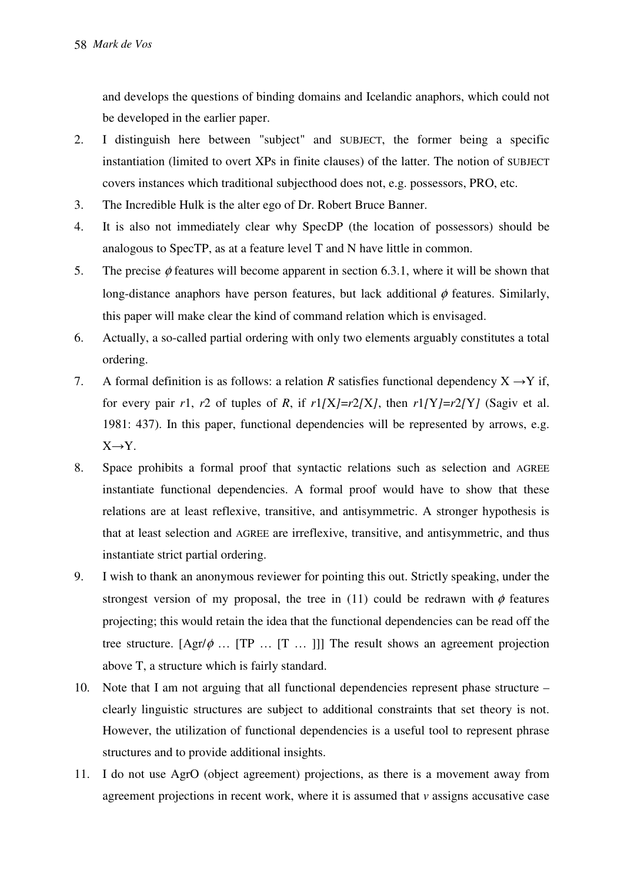and develops the questions of binding domains and Icelandic anaphors, which could not be developed in the earlier paper.

2. I distinguish here between "subject" and SUBJECT, the former being a specific instantiation (limited to overt XPs in finite clauses) of the latter. The notion of SUBJECT covers instances which traditional subjecthood does not, e.g. possessors, PRO, etc.
3. The Incredible Hulk is the alter ego of Dr. Robert Bruce Banner.
4. It is also not immediately clear why SpecDP (the location of possessors) should be analogous to SpecTP, as at a feature level T and N have little in common.
5. The precise $\phi$ features will become apparent in section 6.3.1, where it will be shown that long-distance anaphors have person features, but lack additional $\phi$ features. Similarly, this paper will make clear the kind of command relation which is envisaged.
6. Actually, a so-called partial ordering with only two elements arguably constitutes a total ordering.
7. A formal definition is as follows: a relation $R$ satisfies functional dependency $X \rightarrow Y$ if, for every pair $r1$, $r2$ of tuples of $R$, if $r1[X]=r2[X]$, then $r1[Y]=r2[Y]$ (Sagiv et al. 1981: 437). In this paper, functional dependencies will be represented by arrows, e.g. $X \rightarrow Y$.
8. Space prohibits a formal proof that syntactic relations such as selection and AGREE instantiate functional dependencies. A formal proof would have to show that these relations are at least reflexive, transitive, and antisymmetric. A stronger hypothesis is that at least selection and AGREE are irreflexive, transitive, and antisymmetric, and thus instantiate strict partial ordering.
9. I wish to thank an anonymous reviewer for pointing this out. Strictly speaking, under the strongest version of my proposal, the tree in (11) could be redrawn with $\phi$ features projecting; this would retain the idea that the functional dependencies can be read off the tree structure. [Agr/$\phi$ … [TP … [T … ]]] The result shows an agreement projection above T, a structure which is fairly standard.
10. Note that I am not arguing that all functional dependencies represent phase structure – clearly linguistic structures are subject to additional constraints that set theory is not. However, the utilization of functional dependencies is a useful tool to represent phrase structures and to provide additional insights.
11. I do not use AgrO (object agreement) projections, as there is a movement away from agreement projections in recent work, where it is assumed that *v* assigns accusative case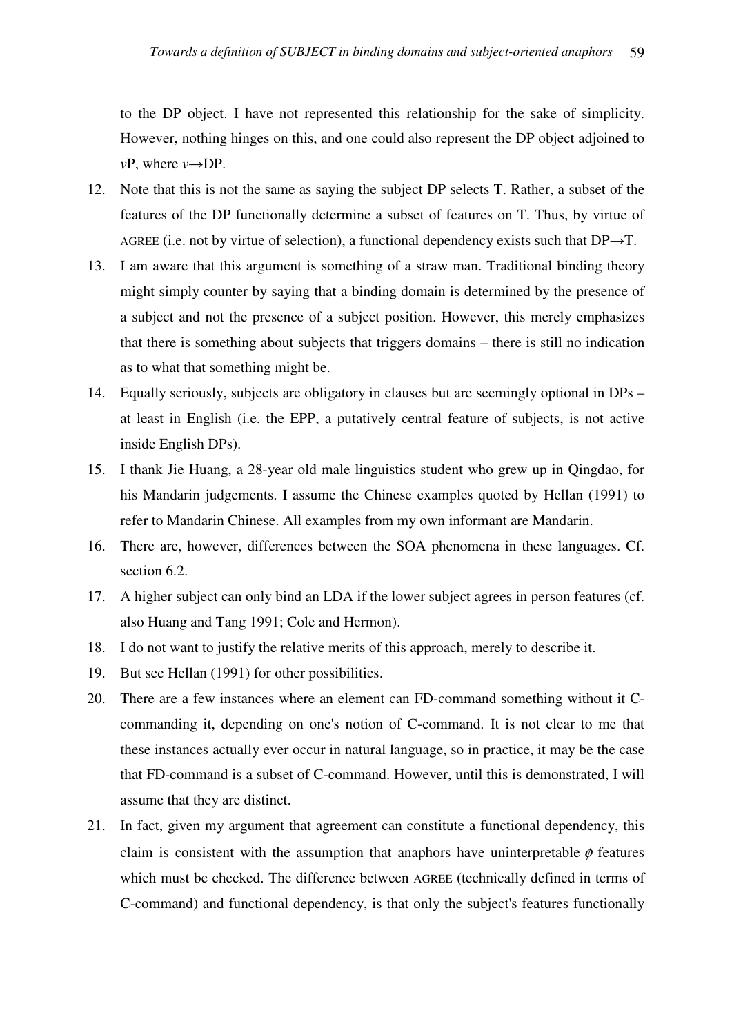to the DP object. I have not represented this relationship for the sake of simplicity. However, nothing hinges on this, and one could also represent the DP object adjoined to *v*P, where *v*→DP.

12. Note that this is not the same as saying the subject DP selects T. Rather, a subset of the features of the DP functionally determine a subset of features on T. Thus, by virtue of AGREE (i.e. not by virtue of selection), a functional dependency exists such that DP→T.
13. I am aware that this argument is something of a straw man. Traditional binding theory might simply counter by saying that a binding domain is determined by the presence of a subject and not the presence of a subject position. However, this merely emphasizes that there is something about subjects that triggers domains – there is still no indication as to what that something might be.
14. Equally seriously, subjects are obligatory in clauses but are seemingly optional in DPs – at least in English (i.e. the EPP, a putatively central feature of subjects, is not active inside English DPs).
15. I thank Jie Huang, a 28-year old male linguistics student who grew up in Qingdao, for his Mandarin judgements. I assume the Chinese examples quoted by Hellan (1991) to refer to Mandarin Chinese. All examples from my own informant are Mandarin.
16. There are, however, differences between the SOA phenomena in these languages. Cf. section 6.2.
17. A higher subject can only bind an LDA if the lower subject agrees in person features (cf. also Huang and Tang 1991; Cole and Hermon).
18. I do not want to justify the relative merits of this approach, merely to describe it.
19. But see Hellan (1991) for other possibilities.
20. There are a few instances where an element can FD-command something without it C-commanding it, depending on one's notion of C-command. It is not clear to me that these instances actually ever occur in natural language, so in practice, it may be the case that FD-command is a subset of C-command. However, until this is demonstrated, I will assume that they are distinct.
21. In fact, given my argument that agreement can constitute a functional dependency, this claim is consistent with the assumption that anaphors have uninterpretable $\phi$ features which must be checked. The difference between AGREE (technically defined in terms of C-command) and functional dependency, is that only the subject's features functionally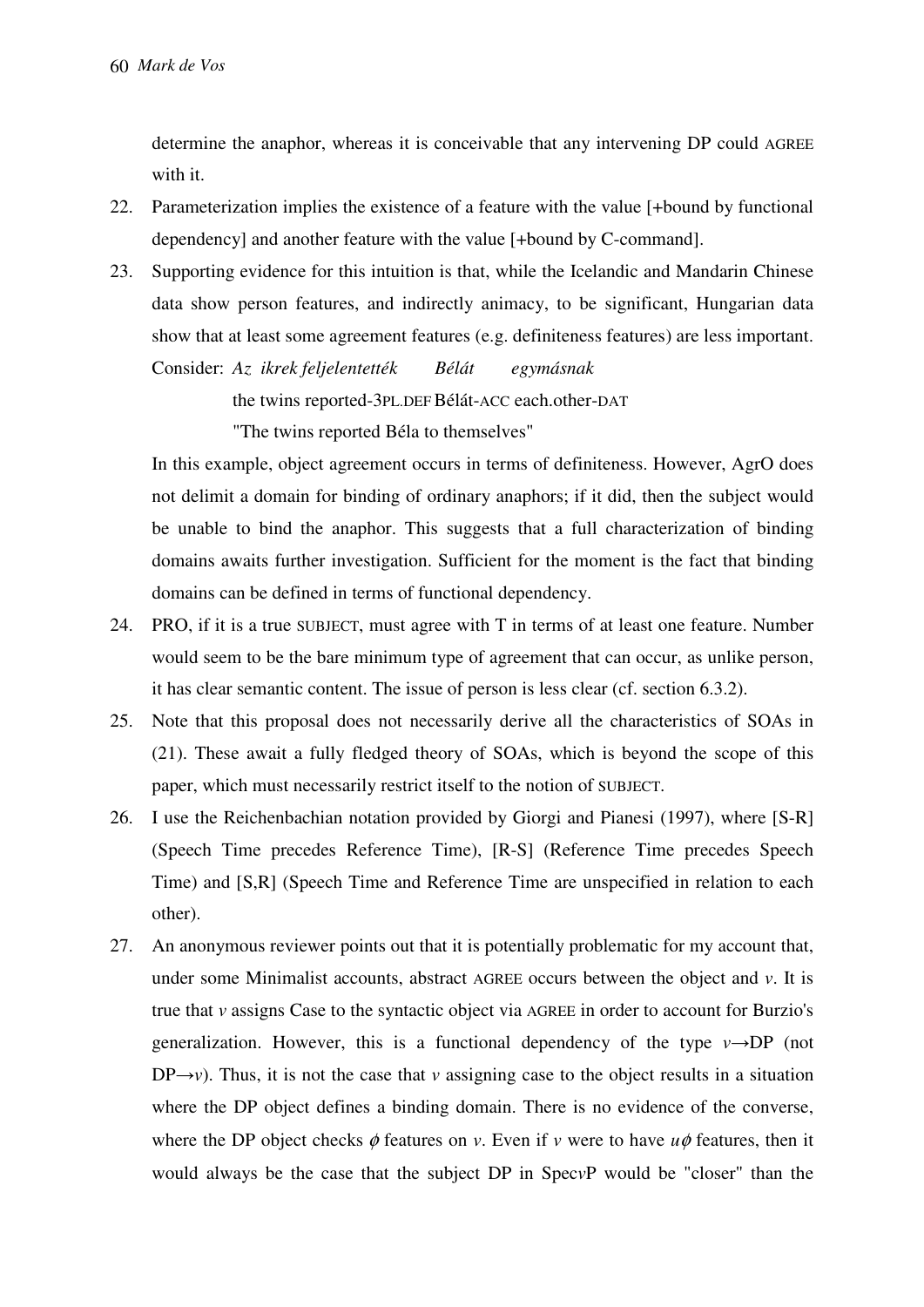determine the anaphor, whereas it is conceivable that any intervening DP could AGREE with it.

22. Parameterization implies the existence of a feature with the value [+bound by functional dependency] and another feature with the value [+bound by C-command].

23. Supporting evidence for this intuition is that, while the Icelandic and Mandarin Chinese data show person features, and indirectly animacy, to be significant, Hungarian data show that at least some agreement features (e.g. definiteness features) are less important. Consider: *Az ikrek feljelentették Bélát egymásnak*

    the twins reported-3PL.DEF Bélát-ACC each.other-DAT

    "The twins reported Béla to themselves"

    In this example, object agreement occurs in terms of definiteness. However, AgrO does not delimit a domain for binding of ordinary anaphors; if it did, then the subject would be unable to bind the anaphor. This suggests that a full characterization of binding domains awaits further investigation. Sufficient for the moment is the fact that binding domains can be defined in terms of functional dependency.

24. PRO, if it is a true SUBJECT, must agree with T in terms of at least one feature. Number would seem to be the bare minimum type of agreement that can occur, as unlike person, it has clear semantic content. The issue of person is less clear (cf. section 6.3.2).

25. Note that this proposal does not necessarily derive all the characteristics of SOAs in (21). These await a fully fledged theory of SOAs, which is beyond the scope of this paper, which must necessarily restrict itself to the notion of SUBJECT.

26. I use the Reichenbachian notation provided by Giorgi and Pianesi (1997), where [S-R] (Speech Time precedes Reference Time), [R-S] (Reference Time precedes Speech Time) and [S,R] (Speech Time and Reference Time are unspecified in relation to each other).

27. An anonymous reviewer points out that it is potentially problematic for my account that, under some Minimalist accounts, abstract AGREE occurs between the object and *v*. It is true that *v* assigns Case to the syntactic object via AGREE in order to account for Burzio's generalization. However, this is a functional dependency of the type *v*→DP (not DP→*v*). Thus, it is not the case that *v* assigning case to the object results in a situation where the DP object defines a binding domain. There is no evidence of the converse, where the DP object checks $\phi$ features on *v*. Even if *v* were to have $u\phi$ features, then it would always be the case that the subject DP in Spec*v*P would be "closer" than the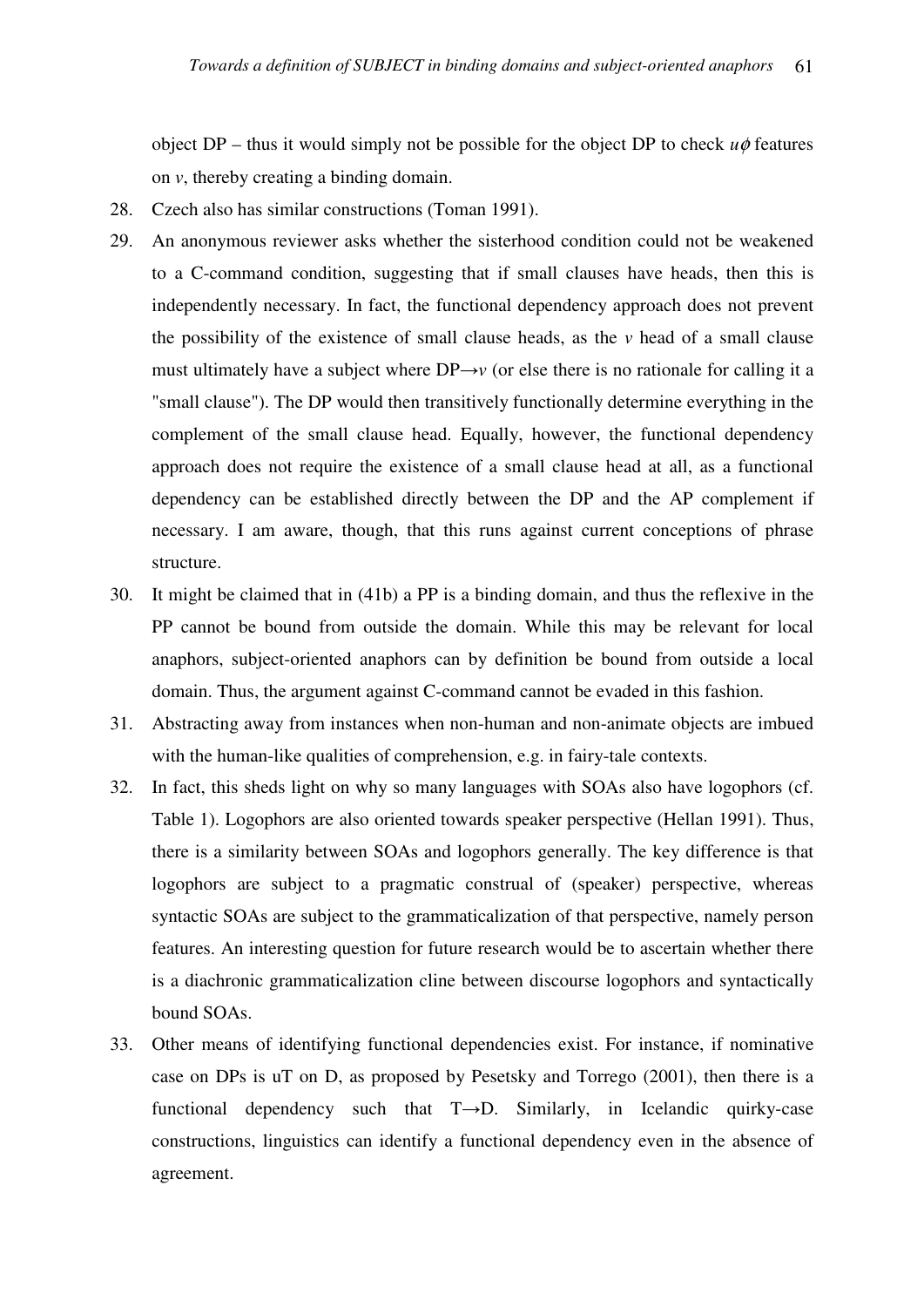object DP – thus it would simply not be possible for the object DP to check $u\phi$ features on *v*, thereby creating a binding domain.

28. Czech also has similar constructions (Toman 1991).

29. An anonymous reviewer asks whether the sisterhood condition could not be weakened to a C-command condition, suggesting that if small clauses have heads, then this is independently necessary. In fact, the functional dependency approach does not prevent the possibility of the existence of small clause heads, as the *v* head of a small clause must ultimately have a subject where DP→*v* (or else there is no rationale for calling it a "small clause"). The DP would then transitively functionally determine everything in the complement of the small clause head. Equally, however, the functional dependency approach does not require the existence of a small clause head at all, as a functional dependency can be established directly between the DP and the AP complement if necessary. I am aware, though, that this runs against current conceptions of phrase structure.

30. It might be claimed that in (41b) a PP is a binding domain, and thus the reflexive in the PP cannot be bound from outside the domain. While this may be relevant for local anaphors, subject-oriented anaphors can by definition be bound from outside a local domain. Thus, the argument against C-command cannot be evaded in this fashion.

31. Abstracting away from instances when non-human and non-animate objects are imbued with the human-like qualities of comprehension, e.g. in fairy-tale contexts.

32. In fact, this sheds light on why so many languages with SOAs also have logophors (cf. Table 1). Logophors are also oriented towards speaker perspective (Hellan 1991). Thus, there is a similarity between SOAs and logophors generally. The key difference is that logophors are subject to a pragmatic construal of (speaker) perspective, whereas syntactic SOAs are subject to the grammaticalization of that perspective, namely person features. An interesting question for future research would be to ascertain whether there is a diachronic grammaticalization cline between discourse logophors and syntactically bound SOAs.

33. Other means of identifying functional dependencies exist. For instance, if nominative case on DPs is uT on D, as proposed by Pesetsky and Torrego (2001), then there is a functional dependency such that T→D. Similarly, in Icelandic quirky-case constructions, linguistics can identify a functional dependency even in the absence of agreement.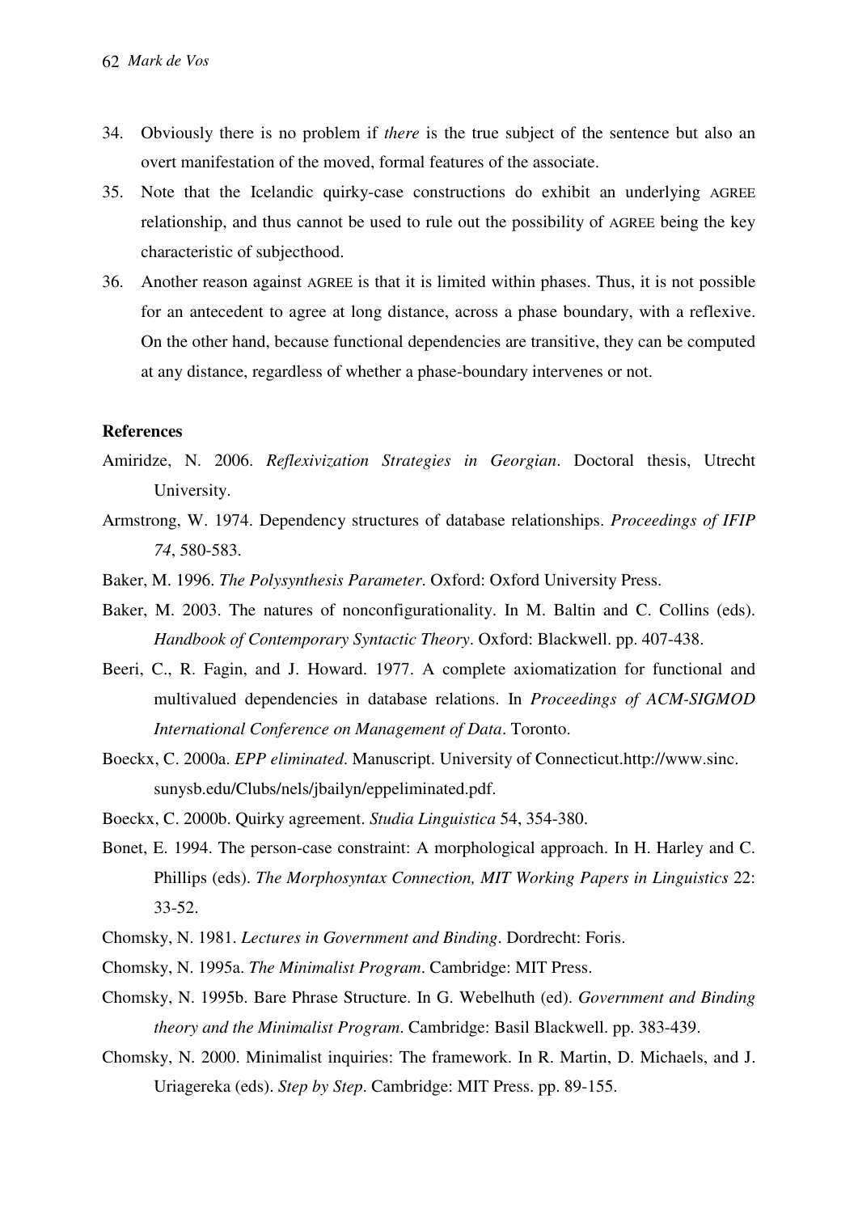34. Obviously there is no problem if *there* is the true subject of the sentence but also an overt manifestation of the moved, formal features of the associate.
35. Note that the Icelandic quirky-case constructions do exhibit an underlying AGREE relationship, and thus cannot be used to rule out the possibility of AGREE being the key characteristic of subjecthood.
36. Another reason against AGREE is that it is limited within phases. Thus, it is not possible for an antecedent to agree at long distance, across a phase boundary, with a reflexive. On the other hand, because functional dependencies are transitive, they can be computed at any distance, regardless of whether a phase-boundary intervenes or not.

**References**

Amiridze, N. 2006. *Reflexivization Strategies in Georgian*. Doctoral thesis, Utrecht University.

Armstrong, W. 1974. Dependency structures of database relationships. *Proceedings of IFIP 74*, 580-583.

Baker, M. 1996. *The Polysynthesis Parameter*. Oxford: Oxford University Press.

Baker, M. 2003. The natures of nonconfigurationality. In M. Baltin and C. Collins (eds). *Handbook of Contemporary Syntactic Theory*. Oxford: Blackwell. pp. 407-438.

Beeri, C., R. Fagin, and J. Howard. 1977. A complete axiomatization for functional and multivalued dependencies in database relations. In *Proceedings of ACM-SIGMOD International Conference on Management of Data*. Toronto.

Boeckx, C. 2000a. *EPP eliminated*. Manuscript. University of Connecticut.http://www.sinc.sunysb.edu/Clubs/nels/jbailyn/eppeliminated.pdf.

Boeckx, C. 2000b. Quirky agreement. *Studia Linguistica* 54, 354-380.

Bonet, E. 1994. The person-case constraint: A morphological approach. In H. Harley and C. Phillips (eds). *The Morphosyntax Connection, MIT Working Papers in Linguistics* 22: 33-52.

Chomsky, N. 1981. *Lectures in Government and Binding*. Dordrecht: Foris.

Chomsky, N. 1995a. *The Minimalist Program*. Cambridge: MIT Press.

Chomsky, N. 1995b. Bare Phrase Structure. In G. Webelhuth (ed). *Government and Binding theory and the Minimalist Program*. Cambridge: Basil Blackwell. pp. 383-439.

Chomsky, N. 2000. Minimalist inquiries: The framework. In R. Martin, D. Michaels, and J. Uriagereka (eds). *Step by Step*. Cambridge: MIT Press. pp. 89-155.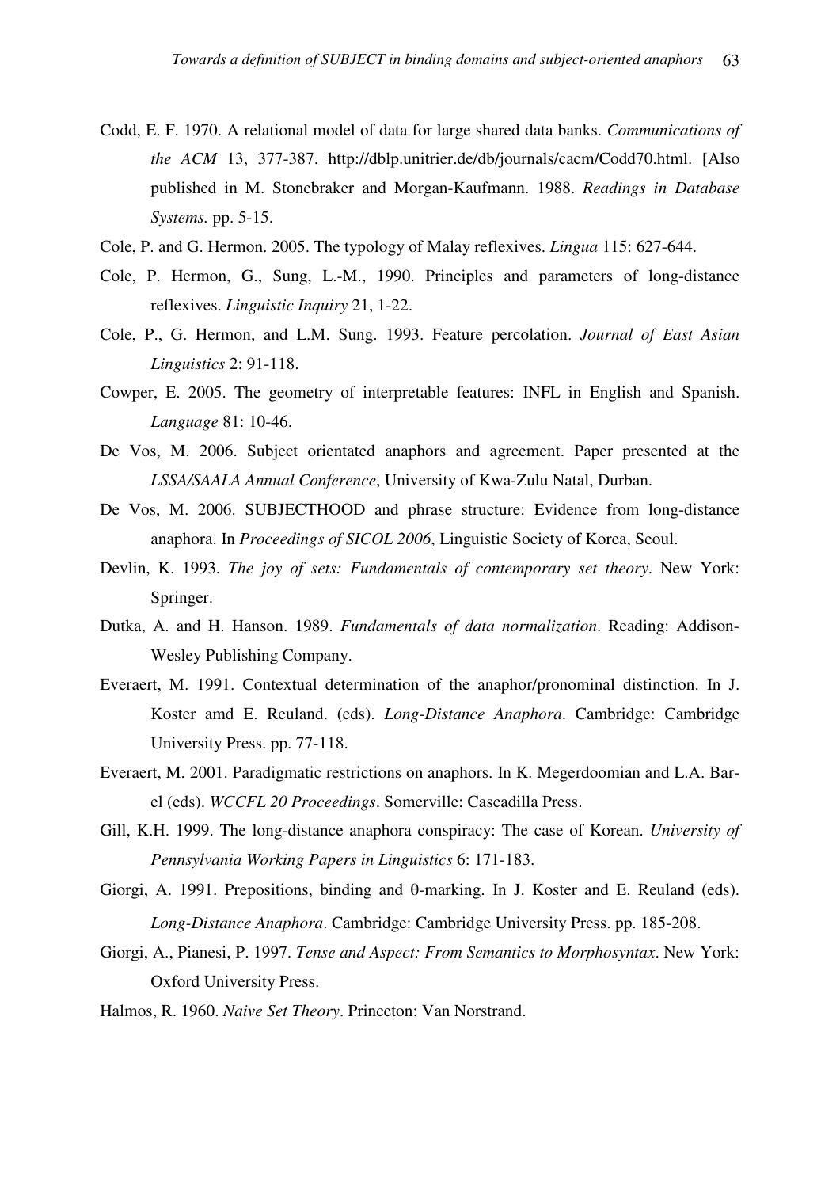Codd, E. F. 1970. A relational model of data for large shared data banks. *Communications of the ACM* 13, 377-387. http://dblp.unitrier.de/db/journals/cacm/Codd70.html. [Also published in M. Stonebraker and Morgan-Kaufmann. 1988. *Readings in Database Systems.* pp. 5-15.

Cole, P. and G. Hermon. 2005. The typology of Malay reflexives. *Lingua* 115: 627-644.

Cole, P. Hermon, G., Sung, L.-M., 1990. Principles and parameters of long-distance reflexives. *Linguistic Inquiry* 21, 1-22.

Cole, P., G. Hermon, and L.M. Sung. 1993. Feature percolation. *Journal of East Asian Linguistics* 2: 91-118.

Cowper, E. 2005. The geometry of interpretable features: INFL in English and Spanish. *Language* 81: 10-46.

De Vos, M. 2006. Subject orientated anaphors and agreement. Paper presented at the *LSSA/SAALA Annual Conference*, University of Kwa-Zulu Natal, Durban.

De Vos, M. 2006. SUBJECTHOOD and phrase structure: Evidence from long-distance anaphora. In *Proceedings of SICOL 2006*, Linguistic Society of Korea, Seoul.

Devlin, K. 1993. *The joy of sets: Fundamentals of contemporary set theory*. New York: Springer.

Dutka, A. and H. Hanson. 1989. *Fundamentals of data normalization*. Reading: Addison-Wesley Publishing Company.

Everaert, M. 1991. Contextual determination of the anaphor/pronominal distinction. In J. Koster amd E. Reuland. (eds). *Long-Distance Anaphora*. Cambridge: Cambridge University Press. pp. 77-118.

Everaert, M. 2001. Paradigmatic restrictions on anaphors. In K. Megerdoomian and L.A. Bar-el (eds). *WCCFL 20 Proceedings*. Somerville: Cascadilla Press.

Gill, K.H. 1999. The long-distance anaphora conspiracy: The case of Korean. *University of Pennsylvania Working Papers in Linguistics* 6: 171-183.

Giorgi, A. 1991. Prepositions, binding and θ-marking. In J. Koster and E. Reuland (eds). *Long-Distance Anaphora*. Cambridge: Cambridge University Press. pp. 185-208.

Giorgi, A., Pianesi, P. 1997. *Tense and Aspect: From Semantics to Morphosyntax*. New York: Oxford University Press.

Halmos, R. 1960. *Naive Set Theory*. Princeton: Van Norstrand.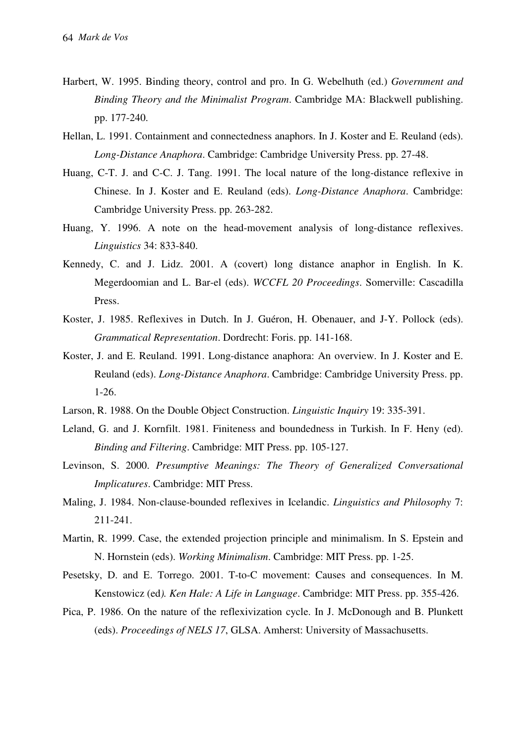Harbert, W. 1995. Binding theory, control and pro. In G. Webelhuth (ed.) *Government and Binding Theory and the Minimalist Program*. Cambridge MA: Blackwell publishing. pp. 177-240.

Hellan, L. 1991. Containment and connectedness anaphors. In J. Koster and E. Reuland (eds). *Long-Distance Anaphora*. Cambridge: Cambridge University Press. pp. 27-48.

Huang, C-T. J. and C-C. J. Tang. 1991. The local nature of the long-distance reflexive in Chinese. In J. Koster and E. Reuland (eds). *Long-Distance Anaphora*. Cambridge: Cambridge University Press. pp. 263-282.

Huang, Y. 1996. A note on the head-movement analysis of long-distance reflexives. *Linguistics* 34: 833-840.

Kennedy, C. and J. Lidz. 2001. A (covert) long distance anaphor in English. In K. Megerdoomian and L. Bar-el (eds). *WCCFL 20 Proceedings*. Somerville: Cascadilla Press.

Koster, J. 1985. Reflexives in Dutch. In J. Guéron, H. Obenauer, and J-Y. Pollock (eds). *Grammatical Representation*. Dordrecht: Foris. pp. 141-168.

Koster, J. and E. Reuland. 1991. Long-distance anaphora: An overview. In J. Koster and E. Reuland (eds). *Long-Distance Anaphora*. Cambridge: Cambridge University Press. pp. 1-26.

Larson, R. 1988. On the Double Object Construction. *Linguistic Inquiry* 19: 335-391.

Leland, G. and J. Kornfilt. 1981. Finiteness and boundedness in Turkish. In F. Heny (ed). *Binding and Filtering*. Cambridge: MIT Press. pp. 105-127.

Levinson, S. 2000. *Presumptive Meanings: The Theory of Generalized Conversational Implicatures*. Cambridge: MIT Press.

Maling, J. 1984. Non-clause-bounded reflexives in Icelandic. *Linguistics and Philosophy* 7: 211-241.

Martin, R. 1999. Case, the extended projection principle and minimalism. In S. Epstein and N. Hornstein (eds). *Working Minimalism*. Cambridge: MIT Press. pp. 1-25.

Pesetsky, D. and E. Torrego. 2001. T-to-C movement: Causes and consequences. In M. Kenstowicz (ed*). Ken Hale: A Life in Language*. Cambridge: MIT Press. pp. 355-426.

Pica, P. 1986. On the nature of the reflexivization cycle. In J. McDonough and B. Plunkett (eds). *Proceedings of NELS 17*, GLSA. Amherst: University of Massachusetts.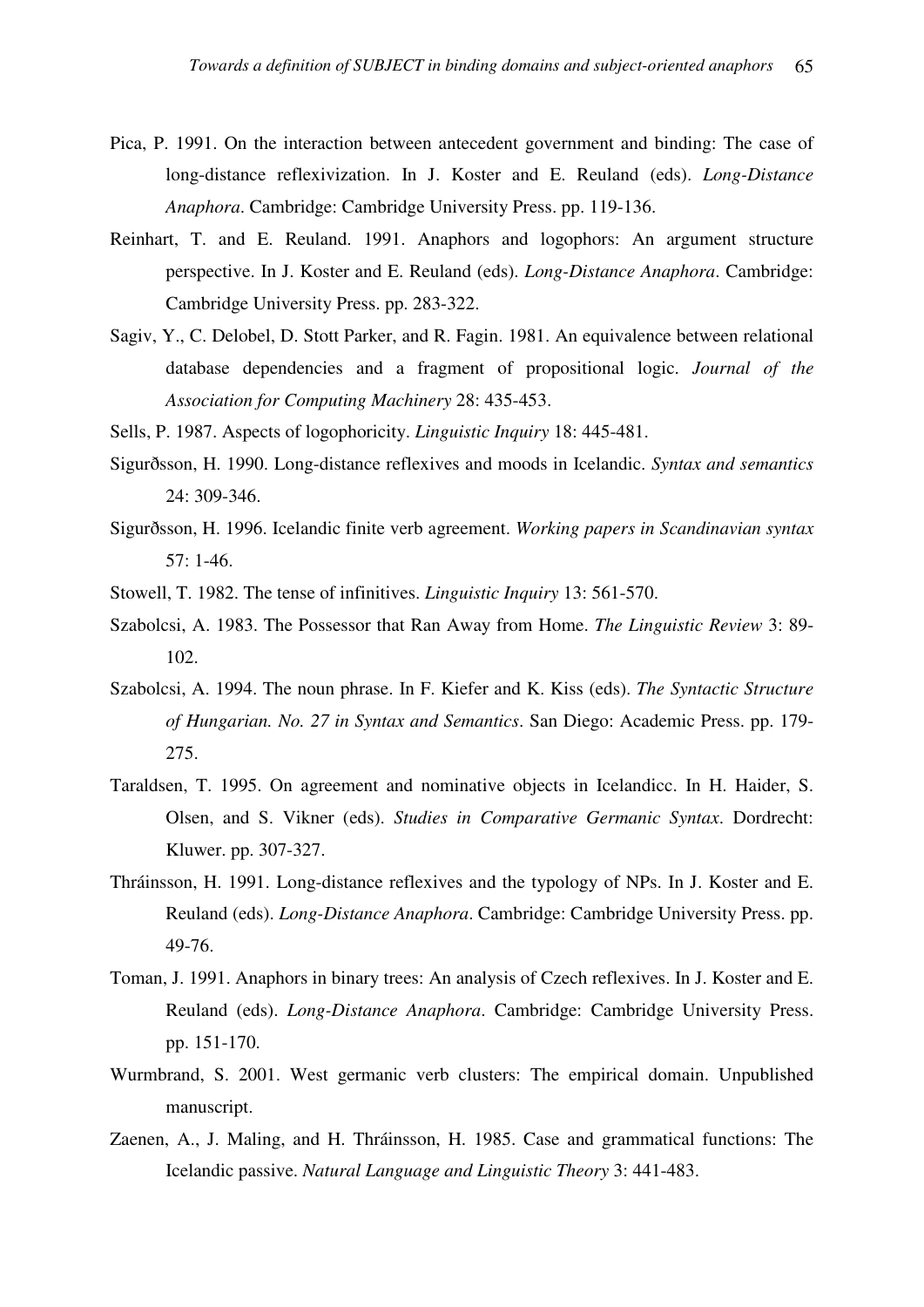Pica, P. 1991. On the interaction between antecedent government and binding: The case of long-distance reflexivization. In J. Koster and E. Reuland (eds). *Long-Distance Anaphora*. Cambridge: Cambridge University Press. pp. 119-136.

Reinhart, T. and E. Reuland. 1991. Anaphors and logophors: An argument structure perspective. In J. Koster and E. Reuland (eds). *Long-Distance Anaphora*. Cambridge: Cambridge University Press. pp. 283-322.

Sagiv, Y., C. Delobel, D. Stott Parker, and R. Fagin. 1981. An equivalence between relational database dependencies and a fragment of propositional logic. *Journal of the Association for Computing Machinery* 28: 435-453.

Sells, P. 1987. Aspects of logophoricity. *Linguistic Inquiry* 18: 445-481.

Sigurðsson, H. 1990. Long-distance reflexives and moods in Icelandic. *Syntax and semantics* 24: 309-346.

Sigurðsson, H. 1996. Icelandic finite verb agreement. *Working papers in Scandinavian syntax* 57: 1-46.

Stowell, T. 1982. The tense of infinitives. *Linguistic Inquiry* 13: 561-570.

Szabolcsi, A. 1983. The Possessor that Ran Away from Home. *The Linguistic Review* 3: 89-102.

Szabolcsi, A. 1994. The noun phrase. In F. Kiefer and K. Kiss (eds). *The Syntactic Structure of Hungarian. No. 27 in Syntax and Semantics*. San Diego: Academic Press. pp. 179-275.

Taraldsen, T. 1995. On agreement and nominative objects in Icelandicc. In H. Haider, S. Olsen, and S. Vikner (eds). *Studies in Comparative Germanic Syntax*. Dordrecht: Kluwer. pp. 307-327.

Thráinsson, H. 1991. Long-distance reflexives and the typology of NPs. In J. Koster and E. Reuland (eds). *Long-Distance Anaphora*. Cambridge: Cambridge University Press. pp. 49-76.

Toman, J. 1991. Anaphors in binary trees: An analysis of Czech reflexives. In J. Koster and E. Reuland (eds). *Long-Distance Anaphora*. Cambridge: Cambridge University Press. pp. 151-170.

Wurmbrand, S. 2001. West germanic verb clusters: The empirical domain. Unpublished manuscript.

Zaenen, A., J. Maling, and H. Thráinsson, H. 1985. Case and grammatical functions: The Icelandic passive. *Natural Language and Linguistic Theory* 3: 441-483.